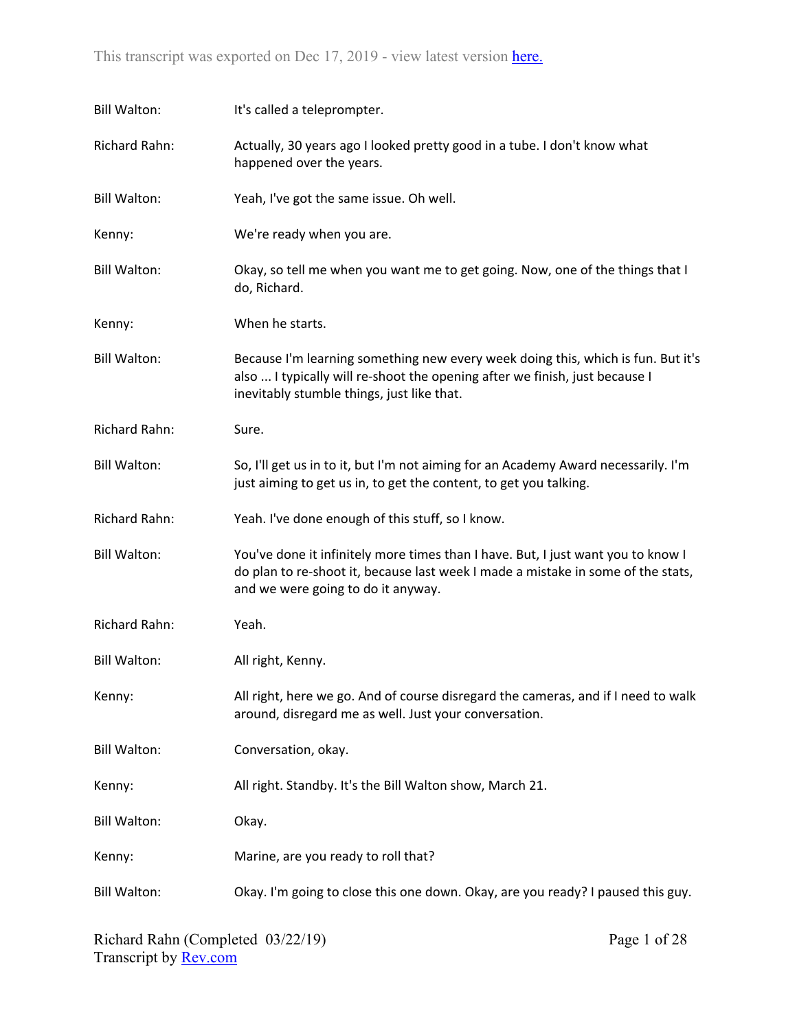Bill Walton: It's called a teleprompter.

Richard Rahn: Actually, 30 years ago I looked pretty good in a tube. I don't know what happened over the years.

Bill Walton: Yeah, I've got the same issue. Oh well.

Kenny: We're ready when you are.

Bill Walton: Okay, so tell me when you want me to get going. Now, one of the things that I do, Richard.

Kenny: When he starts.

Bill Walton: Because I'm learning something new every week doing this, which is fun. But it's also ... I typically will re-shoot the opening after we finish, just because I inevitably stumble things, just like that.

Richard Rahn: Sure.

Bill Walton: So, I'll get us in to it, but I'm not aiming for an Academy Award necessarily. I'm just aiming to get us in, to get the content, to get you talking.

Richard Rahn: Yeah. I've done enough of this stuff, so I know.

Bill Walton: You've done it infinitely more times than I have. But, I just want you to know I do plan to re-shoot it, because last week I made a mistake in some of the stats, and we were going to do it anyway.

Richard Rahn: Yeah.

Bill Walton: All right, Kenny.

Kenny: All right, here we go. And of course disregard the cameras, and if I need to walk around, disregard me as well. Just your conversation.

Bill Walton: Conversation, okay.

Kenny: All right. Standby. It's the Bill Walton show, March 21.

Bill Walton: Okay.

Kenny: Marine, are you ready to roll that?

Bill Walton: Okay. I'm going to close this one down. Okay, are you ready? I paused this guy.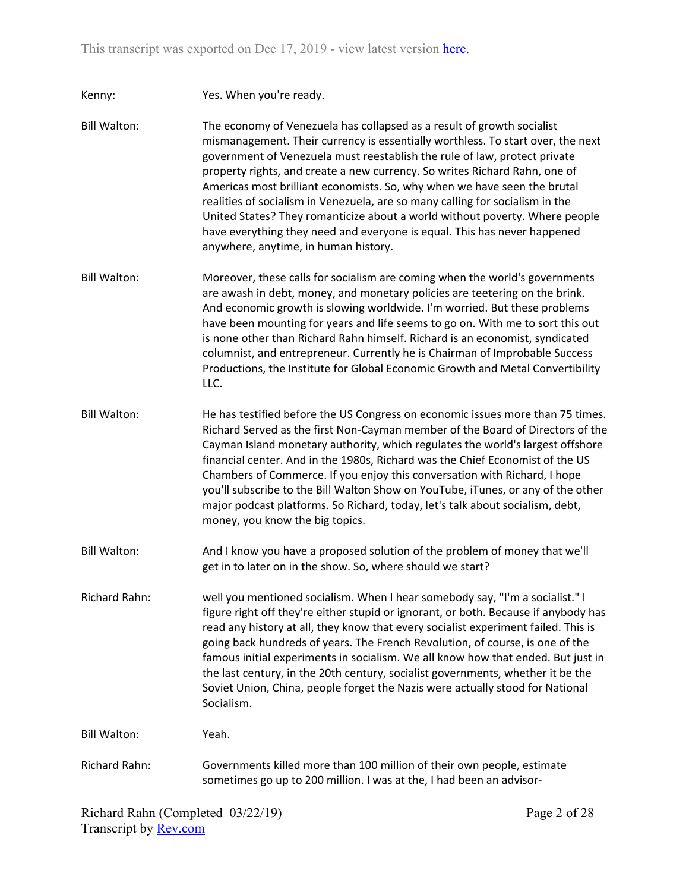Kenny: Yes. When you're ready.

Bill Walton: The economy of Venezuela has collapsed as a result of growth socialist mismanagement. Their currency is essentially worthless. To start over, the next government of Venezuela must reestablish the rule of law, protect private property rights, and create a new currency. So writes Richard Rahn, one of Americas most brilliant economists. So, why when we have seen the brutal realities of socialism in Venezuela, are so many calling for socialism in the United States? They romanticize about a world without poverty. Where people have everything they need and everyone is equal. This has never happened anywhere, anytime, in human history.

Bill Walton: Moreover, these calls for socialism are coming when the world's governments are awash in debt, money, and monetary policies are teetering on the brink. And economic growth is slowing worldwide. I'm worried. But these problems have been mounting for years and life seems to go on. With me to sort this out is none other than Richard Rahn himself. Richard is an economist, syndicated columnist, and entrepreneur. Currently he is Chairman of Improbable Success Productions, the Institute for Global Economic Growth and Metal Convertibility LLC.

Bill Walton: He has testified before the US Congress on economic issues more than 75 times. Richard Served as the first Non-Cayman member of the Board of Directors of the Cayman Island monetary authority, which regulates the world's largest offshore financial center. And in the 1980s, Richard was the Chief Economist of the US Chambers of Commerce. If you enjoy this conversation with Richard, I hope you'll subscribe to the Bill Walton Show on YouTube, iTunes, or any of the other major podcast platforms. So Richard, today, let's talk about socialism, debt, money, you know the big topics.

Bill Walton: And I know you have a proposed solution of the problem of money that we'll get in to later on in the show. So, where should we start?

Richard Rahn: well you mentioned socialism. When I hear somebody say, "I'm a socialist." I figure right off they're either stupid or ignorant, or both. Because if anybody has read any history at all, they know that every socialist experiment failed. This is going back hundreds of years. The French Revolution, of course, is one of the famous initial experiments in socialism. We all know how that ended. But just in the last century, in the 20th century, socialist governments, whether it be the Soviet Union, China, people forget the Nazis were actually stood for National Socialism.

Bill Walton: Yeah.

Richard Rahn: Governments killed more than 100 million of their own people, estimate sometimes go up to 200 million. I was at the, I had been an advisor-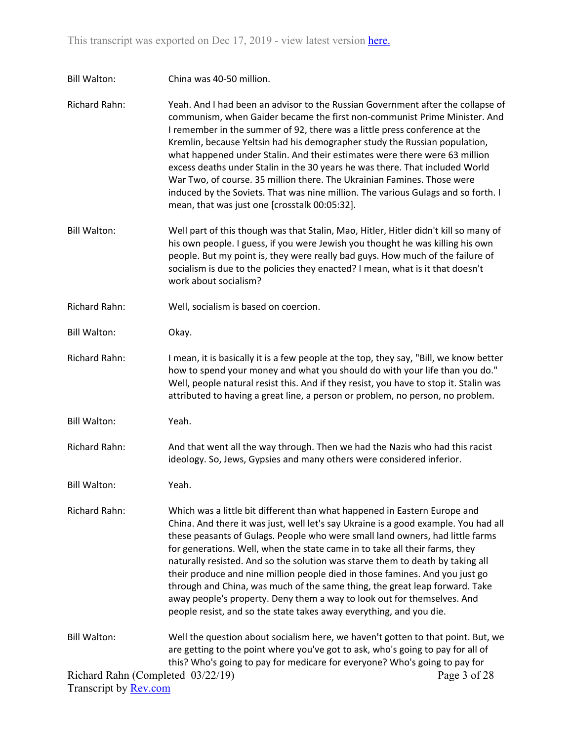**Bill Walton:** China was 40-50 million.

**Richard Rahn:** Yeah. And I had been an advisor to the Russian Government after the collapse of communism, when Gaider became the first non-communist Prime Minister. And I remember in the summer of 92, there was a little press conference at the Kremlin, because Yeltsin had his demographer study the Russian population, what happened under Stalin. And their estimates were there were 63 million excess deaths under Stalin in the 30 years he was there. That included World War Two, of course. 35 million there. The Ukrainian Famines. Those were induced by the Soviets. That was nine million. The various Gulags and so forth. I mean, that was just one [crosstalk 00:05:32].

**Bill Walton:** Well part of this though was that Stalin, Mao, Hitler, Hitler didn't kill so many of his own people. I guess, if you were Jewish you thought he was killing his own people. But my point is, they were really bad guys. How much of the failure of socialism is due to the policies they enacted? I mean, what is it that doesn't work about socialism?

**Richard Rahn:** Well, socialism is based on coercion.

**Bill Walton:** Okay.

**Richard Rahn:** I mean, it is basically it is a few people at the top, they say, "Bill, we know better how to spend your money and what you should do with your life than you do." Well, people natural resist this. And if they resist, you have to stop it. Stalin was attributed to having a great line, a person or problem, no person, no problem.

**Bill Walton:** Yeah.

**Richard Rahn:** And that went all the way through. Then we had the Nazis who had this racist ideology. So, Jews, Gypsies and many others were considered inferior.

**Bill Walton:** Yeah.

**Richard Rahn:** Which was a little bit different than what happened in Eastern Europe and China. And there it was just, well let's say Ukraine is a good example. You had all these peasants of Gulags. People who were small land owners, had little farms for generations. Well, when the state came in to take all their farms, they naturally resisted. And so the solution was starve them to death by taking all their produce and nine million people died in those famines. And you just go through and China, was much of the same thing, the great leap forward. Take away people's property. Deny them a way to look out for themselves. And people resist, and so the state takes away everything, and you die.

**Bill Walton:** Well the question about socialism here, we haven't gotten to that point. But, we are getting to the point where you've got to ask, who's going to pay for all of this? Who's going to pay for medicare for everyone? Who's going to pay for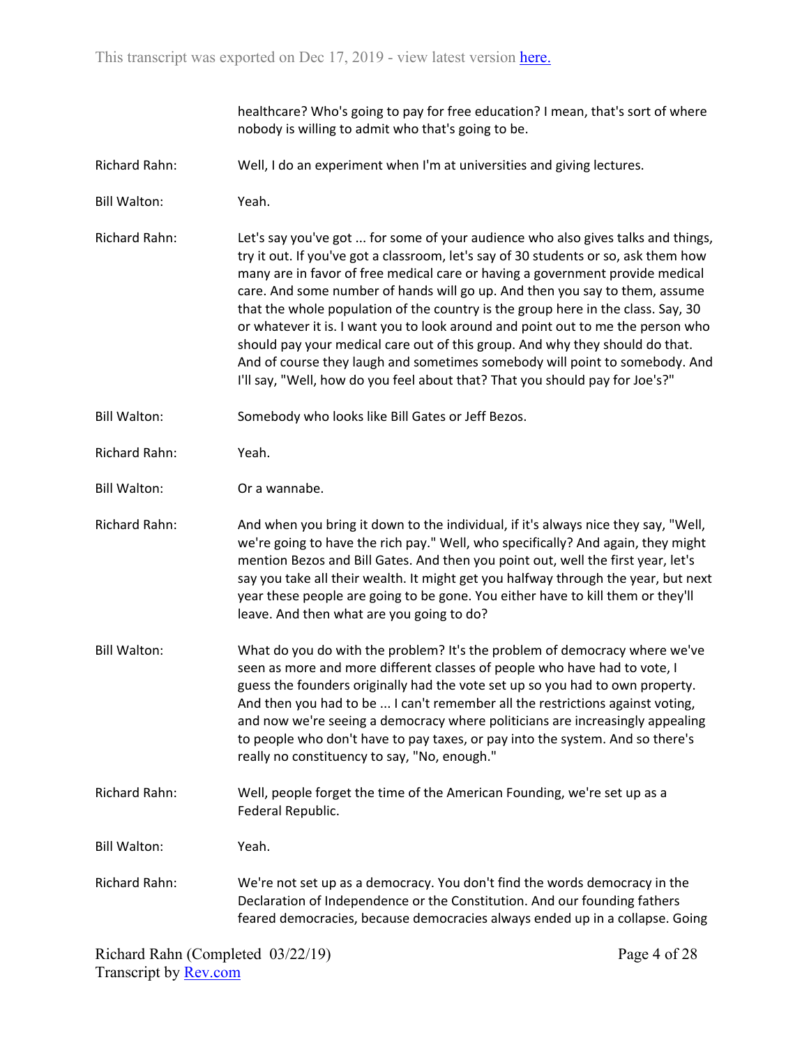healthcare? Who's going to pay for free education? I mean, that's sort of where nobody is willing to admit who that's going to be.

Richard Rahn: Well, I do an experiment when I'm at universities and giving lectures.

Bill Walton: Yeah.

Richard Rahn: Let's say you've got ... for some of your audience who also gives talks and things, try it out. If you've got a classroom, let's say of 30 students or so, ask them how many are in favor of free medical care or having a government provide medical care. And some number of hands will go up. And then you say to them, assume that the whole population of the country is the group here in the class. Say, 30 or whatever it is. I want you to look around and point out to me the person who should pay your medical care out of this group. And why they should do that. And of course they laugh and sometimes somebody will point to somebody. And I'll say, "Well, how do you feel about that? That you should pay for Joe's?"

Bill Walton: Somebody who looks like Bill Gates or Jeff Bezos.

Richard Rahn: Yeah.

Bill Walton: Or a wannabe.

Richard Rahn: And when you bring it down to the individual, if it's always nice they say, "Well, we're going to have the rich pay." Well, who specifically? And again, they might mention Bezos and Bill Gates. And then you point out, well the first year, let's say you take all their wealth. It might get you halfway through the year, but next year these people are going to be gone. You either have to kill them or they'll leave. And then what are you going to do?

Bill Walton: What do you do with the problem? It's the problem of democracy where we've seen as more and more different classes of people who have had to vote, I guess the founders originally had the vote set up so you had to own property. And then you had to be ... I can't remember all the restrictions against voting, and now we're seeing a democracy where politicians are increasingly appealing to people who don't have to pay taxes, or pay into the system. And so there's really no constituency to say, "No, enough."

Richard Rahn: Well, people forget the time of the American Founding, we're set up as a Federal Republic.

Bill Walton: Yeah.

Richard Rahn: We're not set up as a democracy. You don't find the words democracy in the Declaration of Independence or the Constitution. And our founding fathers feared democracies, because democracies always ended up in a collapse. Going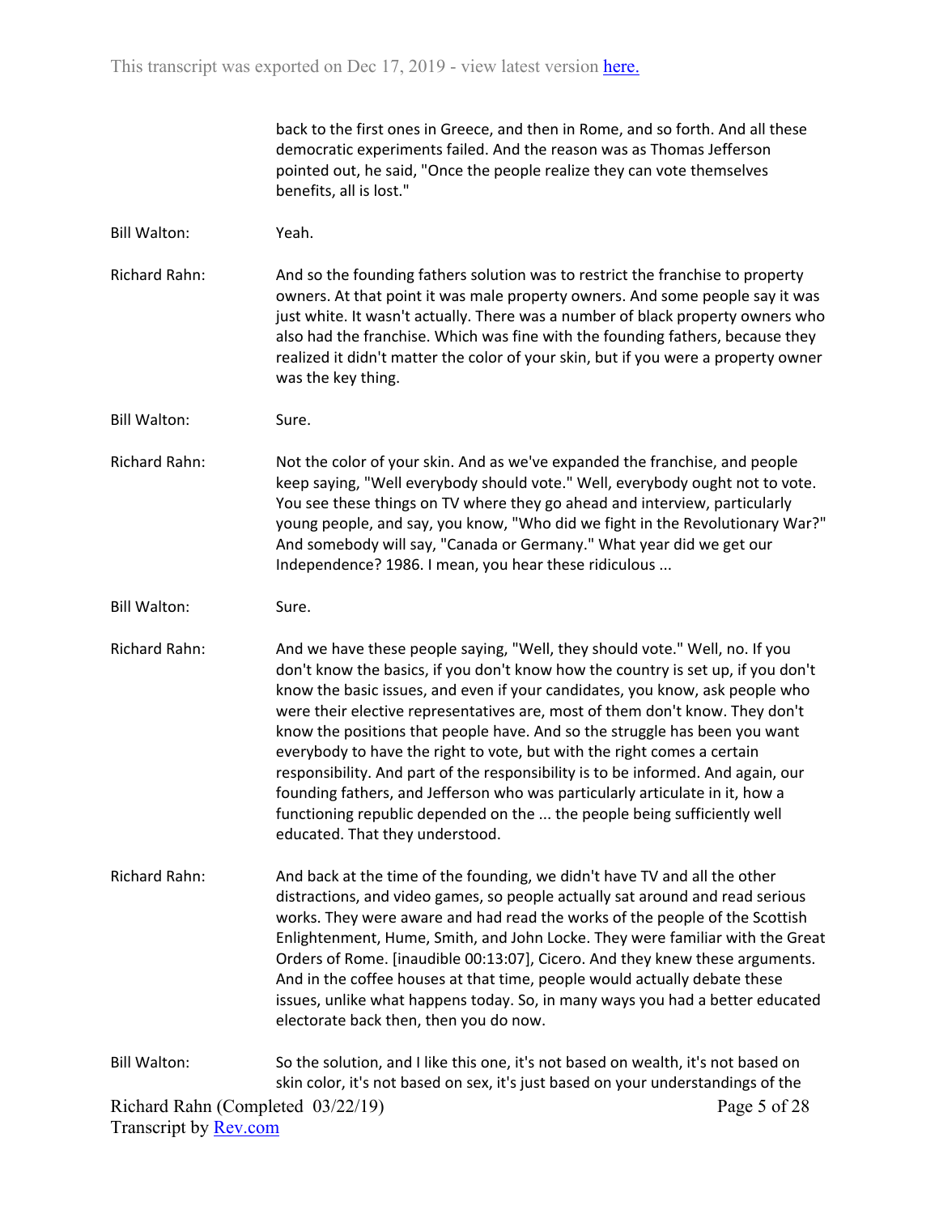back to the first ones in Greece, and then in Rome, and so forth. And all these democratic experiments failed. And the reason was as Thomas Jefferson pointed out, he said, "Once the people realize they can vote themselves benefits, all is lost."

Bill Walton: Yeah.

Richard Rahn: And so the founding fathers solution was to restrict the franchise to property owners. At that point it was male property owners. And some people say it was just white. It wasn't actually. There was a number of black property owners who also had the franchise. Which was fine with the founding fathers, because they realized it didn't matter the color of your skin, but if you were a property owner was the key thing.

Bill Walton: Sure.

Richard Rahn: Not the color of your skin. And as we've expanded the franchise, and people keep saying, "Well everybody should vote." Well, everybody ought not to vote. You see these things on TV where they go ahead and interview, particularly young people, and say, you know, "Who did we fight in the Revolutionary War?" And somebody will say, "Canada or Germany." What year did we get our Independence? 1986. I mean, you hear these ridiculous ...

Bill Walton: Sure.

Richard Rahn: And we have these people saying, "Well, they should vote." Well, no. If you don't know the basics, if you don't know how the country is set up, if you don't know the basic issues, and even if your candidates, you know, ask people who were their elective representatives are, most of them don't know. They don't know the positions that people have. And so the struggle has been you want everybody to have the right to vote, but with the right comes a certain responsibility. And part of the responsibility is to be informed. And again, our founding fathers, and Jefferson who was particularly articulate in it, how a functioning republic depended on the ... the people being sufficiently well educated. That they understood.

Richard Rahn: And back at the time of the founding, we didn't have TV and all the other distractions, and video games, so people actually sat around and read serious works. They were aware and had read the works of the people of the Scottish Enlightenment, Hume, Smith, and John Locke. They were familiar with the Great Orders of Rome. [inaudible 00:13:07], Cicero. And they knew these arguments. And in the coffee houses at that time, people would actually debate these issues, unlike what happens today. So, in many ways you had a better educated electorate back then, then you do now.

Bill Walton: So the solution, and I like this one, it's not based on wealth, it's not based on skin color, it's not based on sex, it's just based on your understandings of the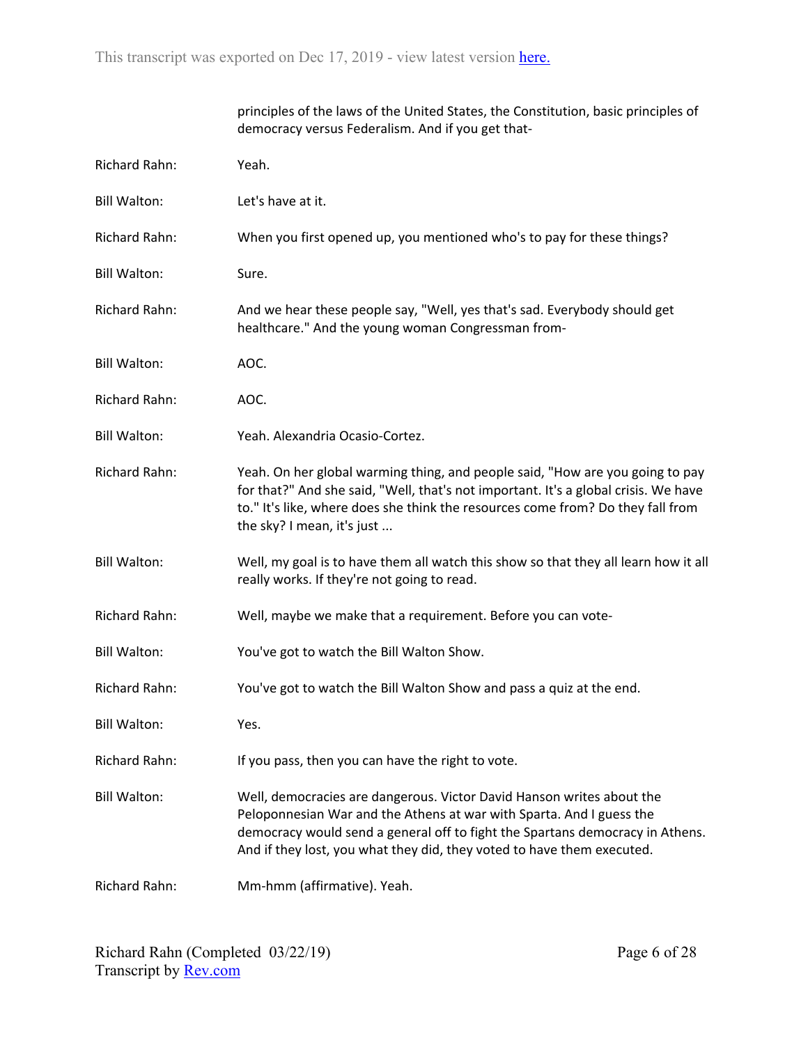principles of the laws of the United States, the Constitution, basic principles of democracy versus Federalism. And if you get that-

| | |
|---|---|
| Richard Rahn: | Yeah. |
| Bill Walton: | Let's have at it. |
| Richard Rahn: | When you first opened up, you mentioned who's to pay for these things? |
| Bill Walton: | Sure. |
| Richard Rahn: | And we hear these people say, "Well, yes that's sad. Everybody should get healthcare." And the young woman Congressman from- |
| Bill Walton: | AOC. |
| Richard Rahn: | AOC. |
| Bill Walton: | Yeah. Alexandria Ocasio-Cortez. |
| Richard Rahn: | Yeah. On her global warming thing, and people said, "How are you going to pay for that?" And she said, "Well, that's not important. It's a global crisis. We have to." It's like, where does she think the resources come from? Do they fall from the sky? I mean, it's just ... |
| Bill Walton: | Well, my goal is to have them all watch this show so that they all learn how it all really works. If they're not going to read. |
| Richard Rahn: | Well, maybe we make that a requirement. Before you can vote- |
| Bill Walton: | You've got to watch the Bill Walton Show. |
| Richard Rahn: | You've got to watch the Bill Walton Show and pass a quiz at the end. |
| Bill Walton: | Yes. |
| Richard Rahn: | If you pass, then you can have the right to vote. |
| Bill Walton: | Well, democracies are dangerous. Victor David Hanson writes about the Peloponnesian War and the Athens at war with Sparta. And I guess the democracy would send a general off to fight the Spartans democracy in Athens. And if they lost, you what they did, they voted to have them executed. |
| Richard Rahn: | Mm-hmm (affirmative). Yeah. |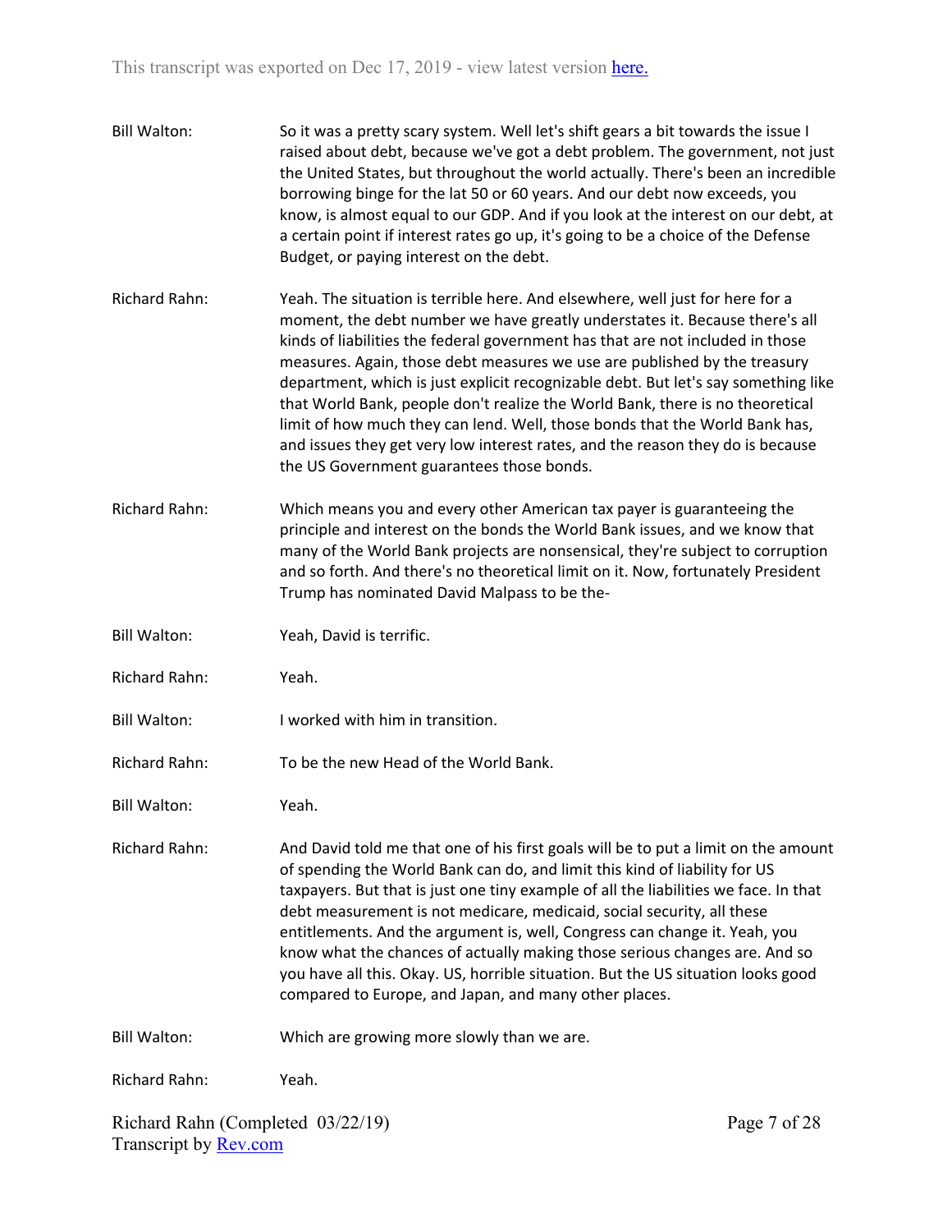Bill Walton: So it was a pretty scary system. Well let's shift gears a bit towards the issue I raised about debt, because we've got a debt problem. The government, not just the United States, but throughout the world actually. There's been an incredible borrowing binge for the lat 50 or 60 years. And our debt now exceeds, you know, is almost equal to our GDP. And if you look at the interest on our debt, at a certain point if interest rates go up, it's going to be a choice of the Defense Budget, or paying interest on the debt.

Richard Rahn: Yeah. The situation is terrible here. And elsewhere, well just for here for a moment, the debt number we have greatly understates it. Because there's all kinds of liabilities the federal government has that are not included in those measures. Again, those debt measures we use are published by the treasury department, which is just explicit recognizable debt. But let's say something like that World Bank, people don't realize the World Bank, there is no theoretical limit of how much they can lend. Well, those bonds that the World Bank has, and issues they get very low interest rates, and the reason they do is because the US Government guarantees those bonds.

Richard Rahn: Which means you and every other American tax payer is guaranteeing the principle and interest on the bonds the World Bank issues, and we know that many of the World Bank projects are nonsensical, they're subject to corruption and so forth. And there's no theoretical limit on it. Now, fortunately President Trump has nominated David Malpass to be the-

Bill Walton: Yeah, David is terrific.

Richard Rahn: Yeah.

Bill Walton: I worked with him in transition.

Richard Rahn: To be the new Head of the World Bank.

Bill Walton: Yeah.

Richard Rahn: And David told me that one of his first goals will be to put a limit on the amount of spending the World Bank can do, and limit this kind of liability for US taxpayers. But that is just one tiny example of all the liabilities we face. In that debt measurement is not medicare, medicaid, social security, all these entitlements. And the argument is, well, Congress can change it. Yeah, you know what the chances of actually making those serious changes are. And so you have all this. Okay. US, horrible situation. But the US situation looks good compared to Europe, and Japan, and many other places.

Bill Walton: Which are growing more slowly than we are.

Richard Rahn: Yeah.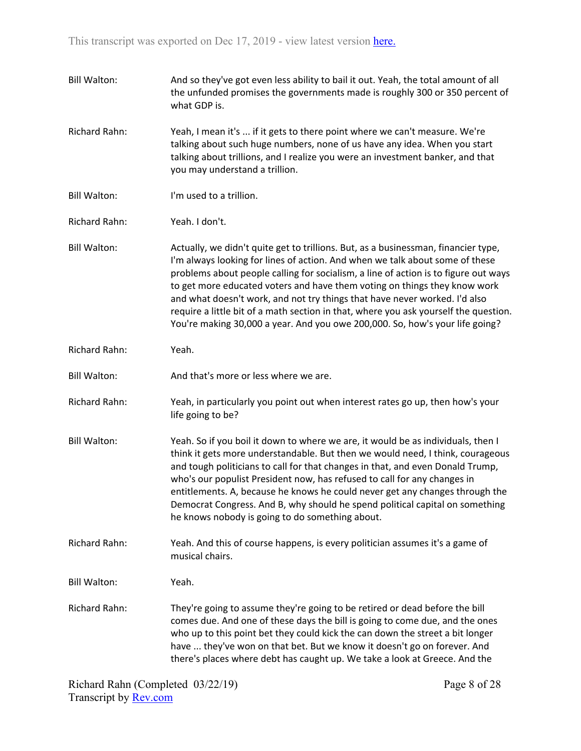**Bill Walton:** And so they've got even less ability to bail it out. Yeah, the total amount of all the unfunded promises the governments made is roughly 300 or 350 percent of what GDP is.

**Richard Rahn:** Yeah, I mean it's ... if it gets to there point where we can't measure. We're talking about such huge numbers, none of us have any idea. When you start talking about trillions, and I realize you were an investment banker, and that you may understand a trillion.

**Bill Walton:** I'm used to a trillion.

**Richard Rahn:** Yeah. I don't.

**Bill Walton:** Actually, we didn't quite get to trillions. But, as a businessman, financier type, I'm always looking for lines of action. And when we talk about some of these problems about people calling for socialism, a line of action is to figure out ways to get more educated voters and have them voting on things they know work and what doesn't work, and not try things that have never worked. I'd also require a little bit of a math section in that, where you ask yourself the question. You're making 30,000 a year. And you owe 200,000. So, how's your life going?

**Richard Rahn:** Yeah.

**Bill Walton:** And that's more or less where we are.

**Richard Rahn:** Yeah, in particularly you point out when interest rates go up, then how's your life going to be?

**Bill Walton:** Yeah. So if you boil it down to where we are, it would be as individuals, then I think it gets more understandable. But then we would need, I think, courageous and tough politicians to call for that changes in that, and even Donald Trump, who's our populist President now, has refused to call for any changes in entitlements. A, because he knows he could never get any changes through the Democrat Congress. And B, why should he spend political capital on something he knows nobody is going to do something about.

**Richard Rahn:** Yeah. And this of course happens, is every politician assumes it's a game of musical chairs.

**Bill Walton:** Yeah.

**Richard Rahn:** They're going to assume they're going to be retired or dead before the bill comes due. And one of these days the bill is going to come due, and the ones who up to this point bet they could kick the can down the street a bit longer have ... they've won on that bet. But we know it doesn't go on forever. And there's places where debt has caught up. We take a look at Greece. And the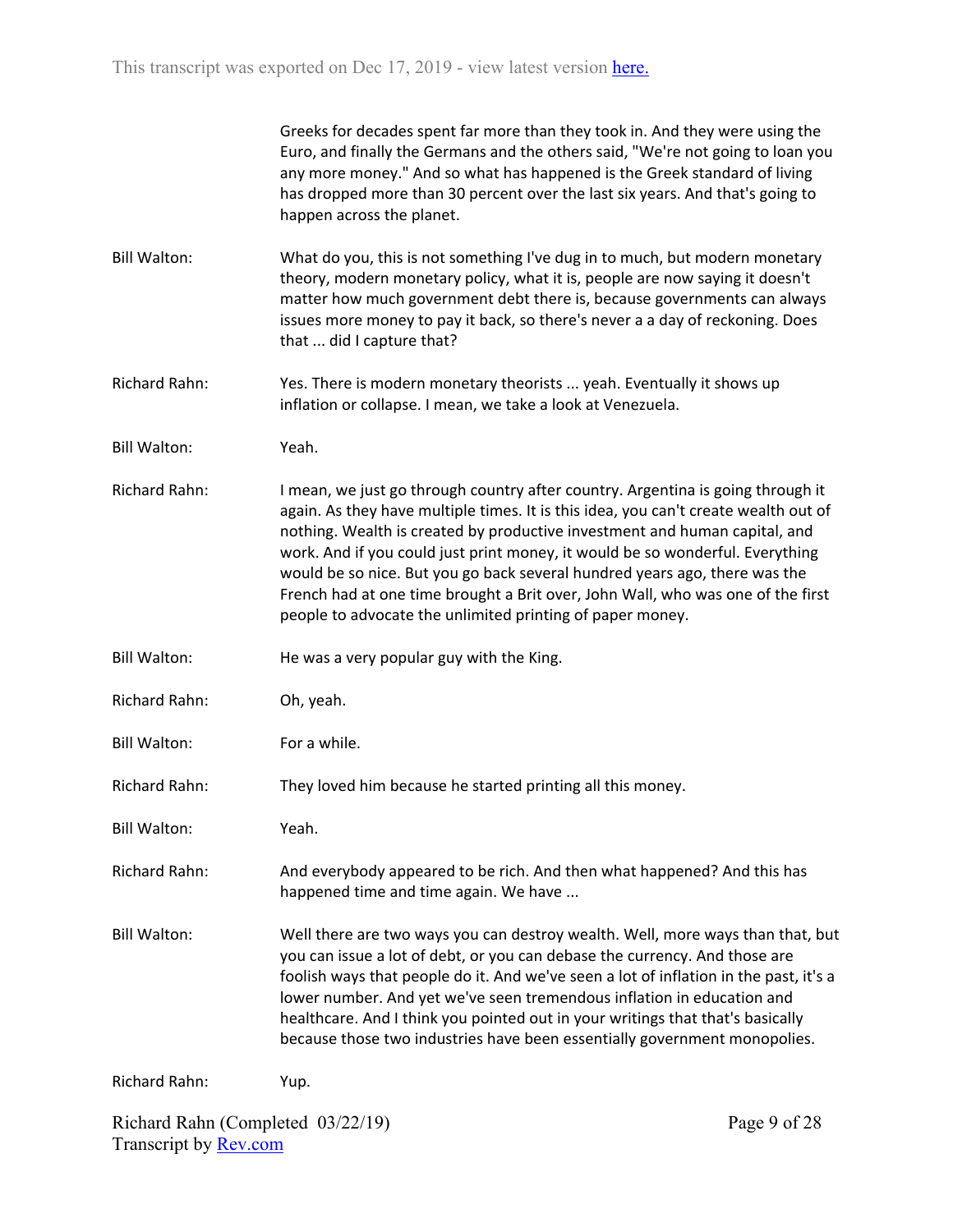Greeks for decades spent far more than they took in. And they were using the Euro, and finally the Germans and the others said, "We're not going to loan you any more money." And so what has happened is the Greek standard of living has dropped more than 30 percent over the last six years. And that's going to happen across the planet.

**Bill Walton:** What do you, this is not something I've dug in to much, but modern monetary theory, modern monetary policy, what it is, people are now saying it doesn't matter how much government debt there is, because governments can always issues more money to pay it back, so there's never a a day of reckoning. Does that ... did I capture that?

**Richard Rahn:** Yes. There is modern monetary theorists ... yeah. Eventually it shows up inflation or collapse. I mean, we take a look at Venezuela.

**Bill Walton:** Yeah.

**Richard Rahn:** I mean, we just go through country after country. Argentina is going through it again. As they have multiple times. It is this idea, you can't create wealth out of nothing. Wealth is created by productive investment and human capital, and work. And if you could just print money, it would be so wonderful. Everything would be so nice. But you go back several hundred years ago, there was the French had at one time brought a Brit over, John Wall, who was one of the first people to advocate the unlimited printing of paper money.

**Bill Walton:** He was a very popular guy with the King.

**Richard Rahn:** Oh, yeah.

**Bill Walton:** For a while.

**Richard Rahn:** They loved him because he started printing all this money.

**Bill Walton:** Yeah.

**Richard Rahn:** And everybody appeared to be rich. And then what happened? And this has happened time and time again. We have ...

**Bill Walton:** Well there are two ways you can destroy wealth. Well, more ways than that, but you can issue a lot of debt, or you can debase the currency. And those are foolish ways that people do it. And we've seen a lot of inflation in the past, it's a lower number. And yet we've seen tremendous inflation in education and healthcare. And I think you pointed out in your writings that that's basically because those two industries have been essentially government monopolies.

**Richard Rahn:** Yup.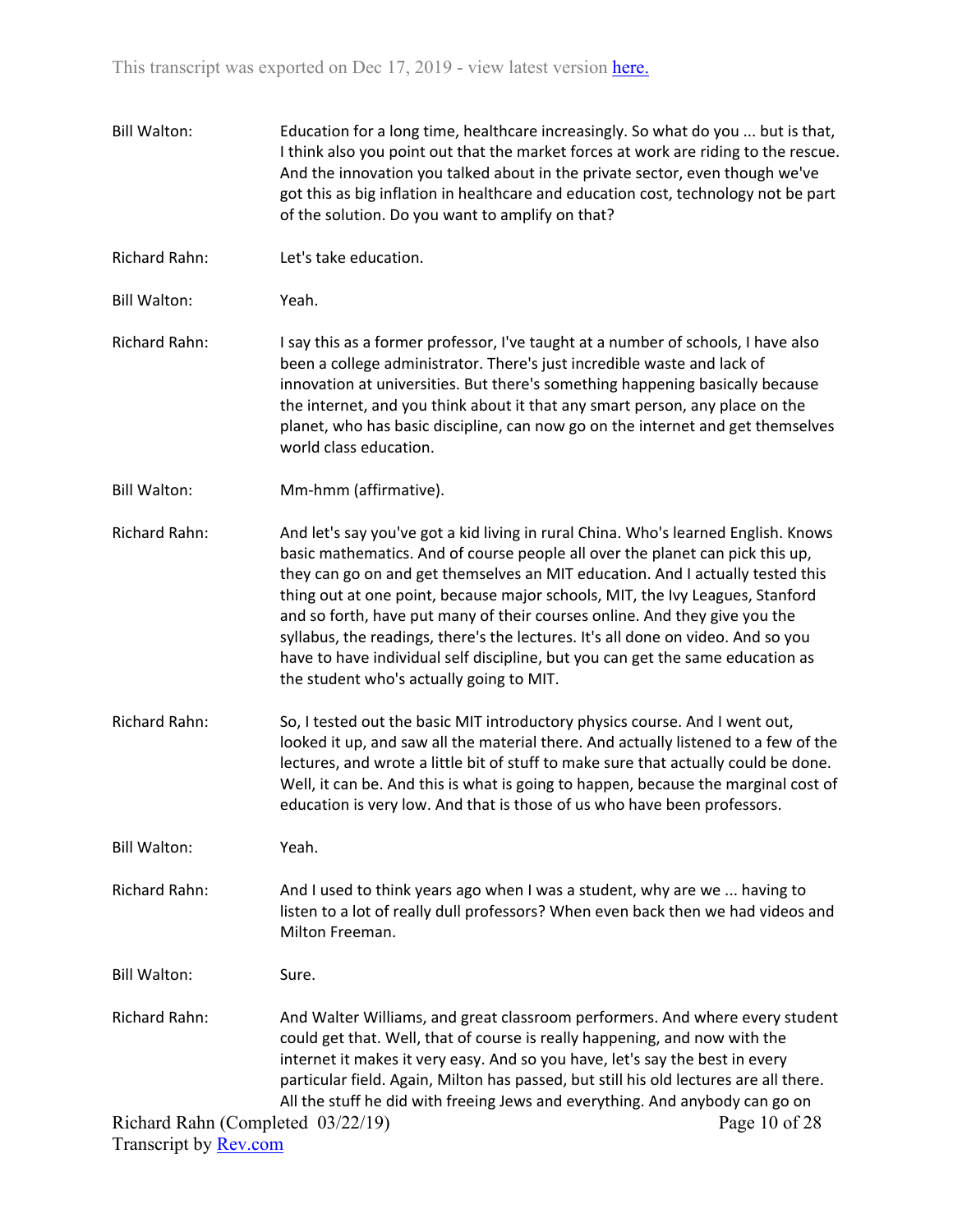Bill Walton: Education for a long time, healthcare increasingly. So what do you ... but is that, I think also you point out that the market forces at work are riding to the rescue. And the innovation you talked about in the private sector, even though we've got this as big inflation in healthcare and education cost, technology not be part of the solution. Do you want to amplify on that?

Richard Rahn: Let's take education.

Bill Walton: Yeah.

Richard Rahn: I say this as a former professor, I've taught at a number of schools, I have also been a college administrator. There's just incredible waste and lack of innovation at universities. But there's something happening basically because the internet, and you think about it that any smart person, any place on the planet, who has basic discipline, can now go on the internet and get themselves world class education.

Bill Walton: Mm-hmm (affirmative).

Richard Rahn: And let's say you've got a kid living in rural China. Who's learned English. Knows basic mathematics. And of course people all over the planet can pick this up, they can go on and get themselves an MIT education. And I actually tested this thing out at one point, because major schools, MIT, the Ivy Leagues, Stanford and so forth, have put many of their courses online. And they give you the syllabus, the readings, there's the lectures. It's all done on video. And so you have to have individual self discipline, but you can get the same education as the student who's actually going to MIT.

Richard Rahn: So, I tested out the basic MIT introductory physics course. And I went out, looked it up, and saw all the material there. And actually listened to a few of the lectures, and wrote a little bit of stuff to make sure that actually could be done. Well, it can be. And this is what is going to happen, because the marginal cost of education is very low. And that is those of us who have been professors.

Bill Walton: Yeah.

Richard Rahn: And I used to think years ago when I was a student, why are we ... having to listen to a lot of really dull professors? When even back then we had videos and Milton Freeman.

Bill Walton: Sure.

Richard Rahn: And Walter Williams, and great classroom performers. And where every student could get that. Well, that of course is really happening, and now with the internet it makes it very easy. And so you have, let's say the best in every particular field. Again, Milton has passed, but still his old lectures are all there. All the stuff he did with freeing Jews and everything. And anybody can go on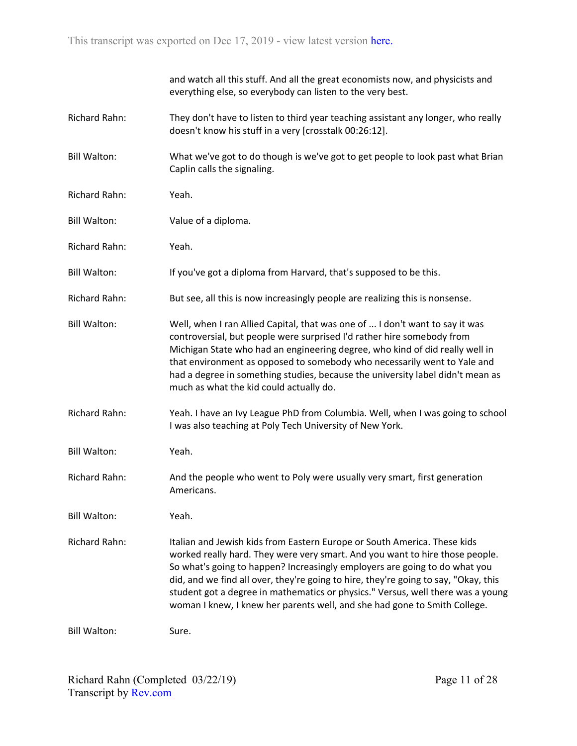and watch all this stuff. And all the great economists now, and physicists and everything else, so everybody can listen to the very best.

Richard Rahn: They don't have to listen to third year teaching assistant any longer, who really doesn't know his stuff in a very [crosstalk 00:26:12].

Bill Walton: What we've got to do though is we've got to get people to look past what Brian Caplin calls the signaling.

Richard Rahn: Yeah.

Bill Walton: Value of a diploma.

Richard Rahn: Yeah.

Bill Walton: If you've got a diploma from Harvard, that's supposed to be this.

Richard Rahn: But see, all this is now increasingly people are realizing this is nonsense.

Bill Walton: Well, when I ran Allied Capital, that was one of ... I don't want to say it was controversial, but people were surprised I'd rather hire somebody from Michigan State who had an engineering degree, who kind of did really well in that environment as opposed to somebody who necessarily went to Yale and had a degree in something studies, because the university label didn't mean as much as what the kid could actually do.

Richard Rahn: Yeah. I have an Ivy League PhD from Columbia. Well, when I was going to school I was also teaching at Poly Tech University of New York.

Bill Walton: Yeah.

Richard Rahn: And the people who went to Poly were usually very smart, first generation Americans.

Bill Walton: Yeah.

Richard Rahn: Italian and Jewish kids from Eastern Europe or South America. These kids worked really hard. They were very smart. And you want to hire those people. So what's going to happen? Increasingly employers are going to do what you did, and we find all over, they're going to hire, they're going to say, "Okay, this student got a degree in mathematics or physics." Versus, well there was a young woman I knew, I knew her parents well, and she had gone to Smith College.

Bill Walton: Sure.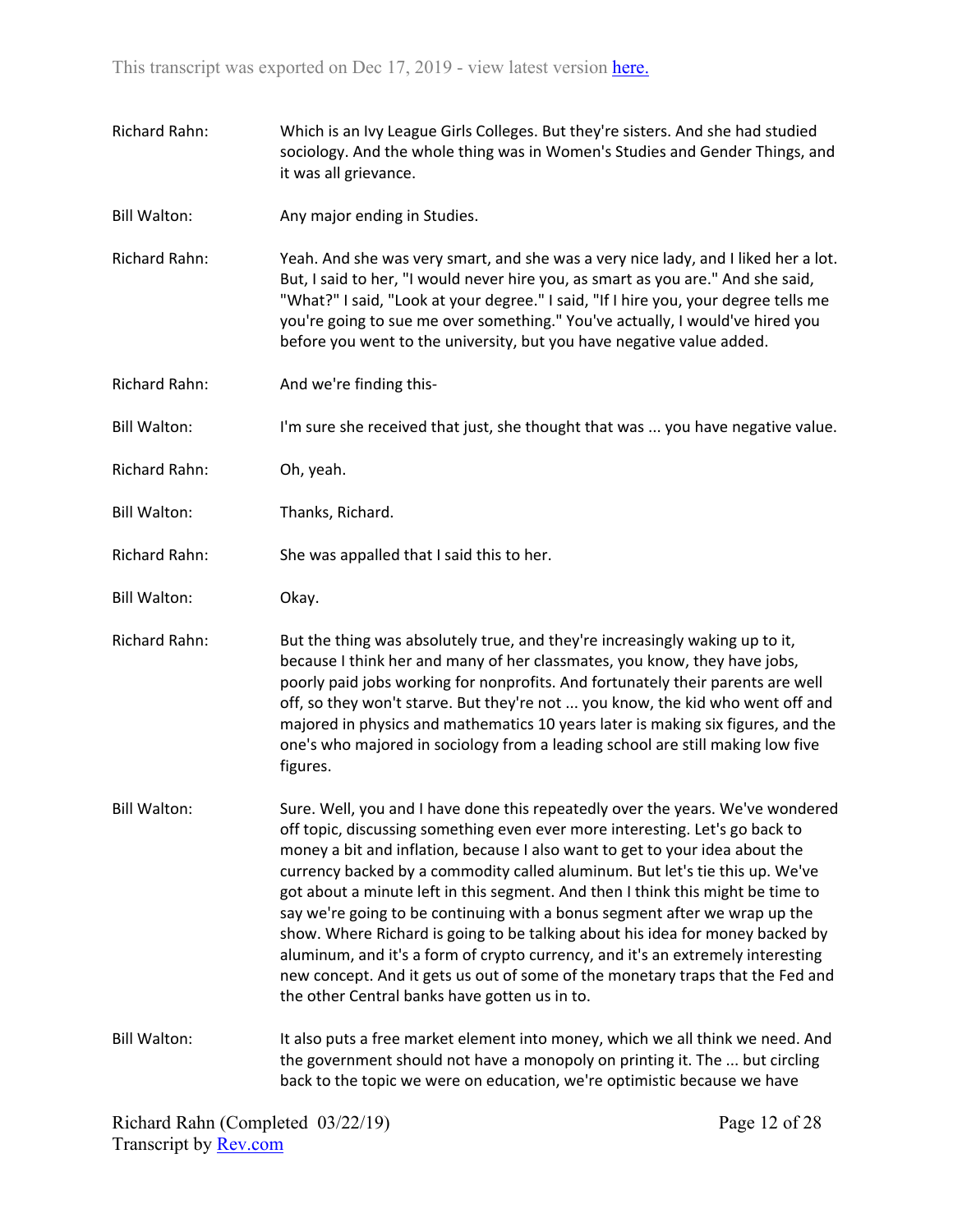Richard Rahn: Which is an Ivy League Girls Colleges. But they're sisters. And she had studied sociology. And the whole thing was in Women's Studies and Gender Things, and it was all grievance.

Bill Walton: Any major ending in Studies.

Richard Rahn: Yeah. And she was very smart, and she was a very nice lady, and I liked her a lot. But, I said to her, "I would never hire you, as smart as you are." And she said, "What?" I said, "Look at your degree." I said, "If I hire you, your degree tells me you're going to sue me over something." You've actually, I would've hired you before you went to the university, but you have negative value added.

Richard Rahn: And we're finding this-

Bill Walton: I'm sure she received that just, she thought that was ... you have negative value.

Richard Rahn: Oh, yeah.

Bill Walton: Thanks, Richard.

Richard Rahn: She was appalled that I said this to her.

Bill Walton: Okay.

Richard Rahn: But the thing was absolutely true, and they're increasingly waking up to it, because I think her and many of her classmates, you know, they have jobs, poorly paid jobs working for nonprofits. And fortunately their parents are well off, so they won't starve. But they're not ... you know, the kid who went off and majored in physics and mathematics 10 years later is making six figures, and the one's who majored in sociology from a leading school are still making low five figures.

Bill Walton: Sure. Well, you and I have done this repeatedly over the years. We've wondered off topic, discussing something even ever more interesting. Let's go back to money a bit and inflation, because I also want to get to your idea about the currency backed by a commodity called aluminum. But let's tie this up. We've got about a minute left in this segment. And then I think this might be time to say we're going to be continuing with a bonus segment after we wrap up the show. Where Richard is going to be talking about his idea for money backed by aluminum, and it's a form of crypto currency, and it's an extremely interesting new concept. And it gets us out of some of the monetary traps that the Fed and the other Central banks have gotten us in to.

Bill Walton: It also puts a free market element into money, which we all think we need. And the government should not have a monopoly on printing it. The ... but circling back to the topic we were on education, we're optimistic because we have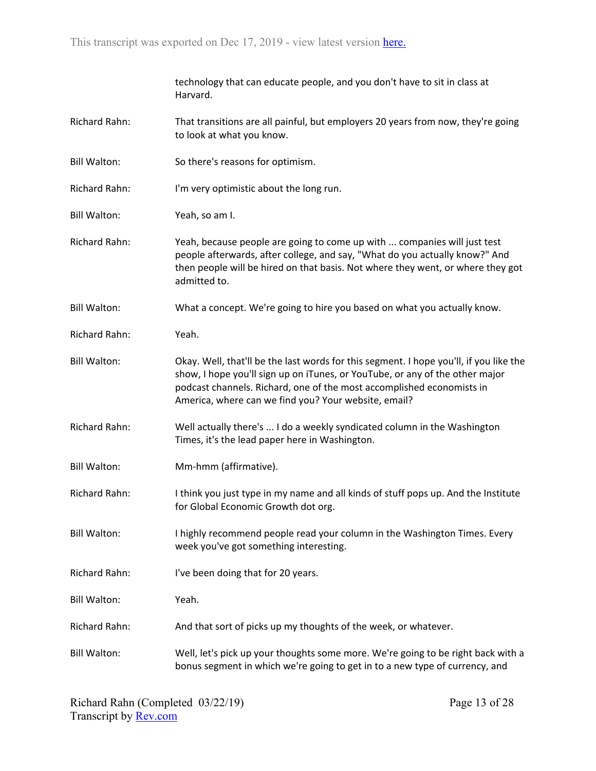technology that can educate people, and you don't have to sit in class at Harvard.

Richard Rahn: That transitions are all painful, but employers 20 years from now, they're going to look at what you know.

Bill Walton: So there's reasons for optimism.

Richard Rahn: I'm very optimistic about the long run.

Bill Walton: Yeah, so am I.

Richard Rahn: Yeah, because people are going to come up with ... companies will just test people afterwards, after college, and say, "What do you actually know?" And then people will be hired on that basis. Not where they went, or where they got admitted to.

Bill Walton: What a concept. We're going to hire you based on what you actually know.

Richard Rahn: Yeah.

Bill Walton: Okay. Well, that'll be the last words for this segment. I hope you'll, if you like the show, I hope you'll sign up on iTunes, or YouTube, or any of the other major podcast channels. Richard, one of the most accomplished economists in America, where can we find you? Your website, email?

Richard Rahn: Well actually there's ... I do a weekly syndicated column in the Washington Times, it's the lead paper here in Washington.

Bill Walton: Mm-hmm (affirmative).

Richard Rahn: I think you just type in my name and all kinds of stuff pops up. And the Institute for Global Economic Growth dot org.

Bill Walton: I highly recommend people read your column in the Washington Times. Every week you've got something interesting.

Richard Rahn: I've been doing that for 20 years.

Bill Walton: Yeah.

Richard Rahn: And that sort of picks up my thoughts of the week, or whatever.

Bill Walton: Well, let's pick up your thoughts some more. We're going to be right back with a bonus segment in which we're going to get in to a new type of currency, and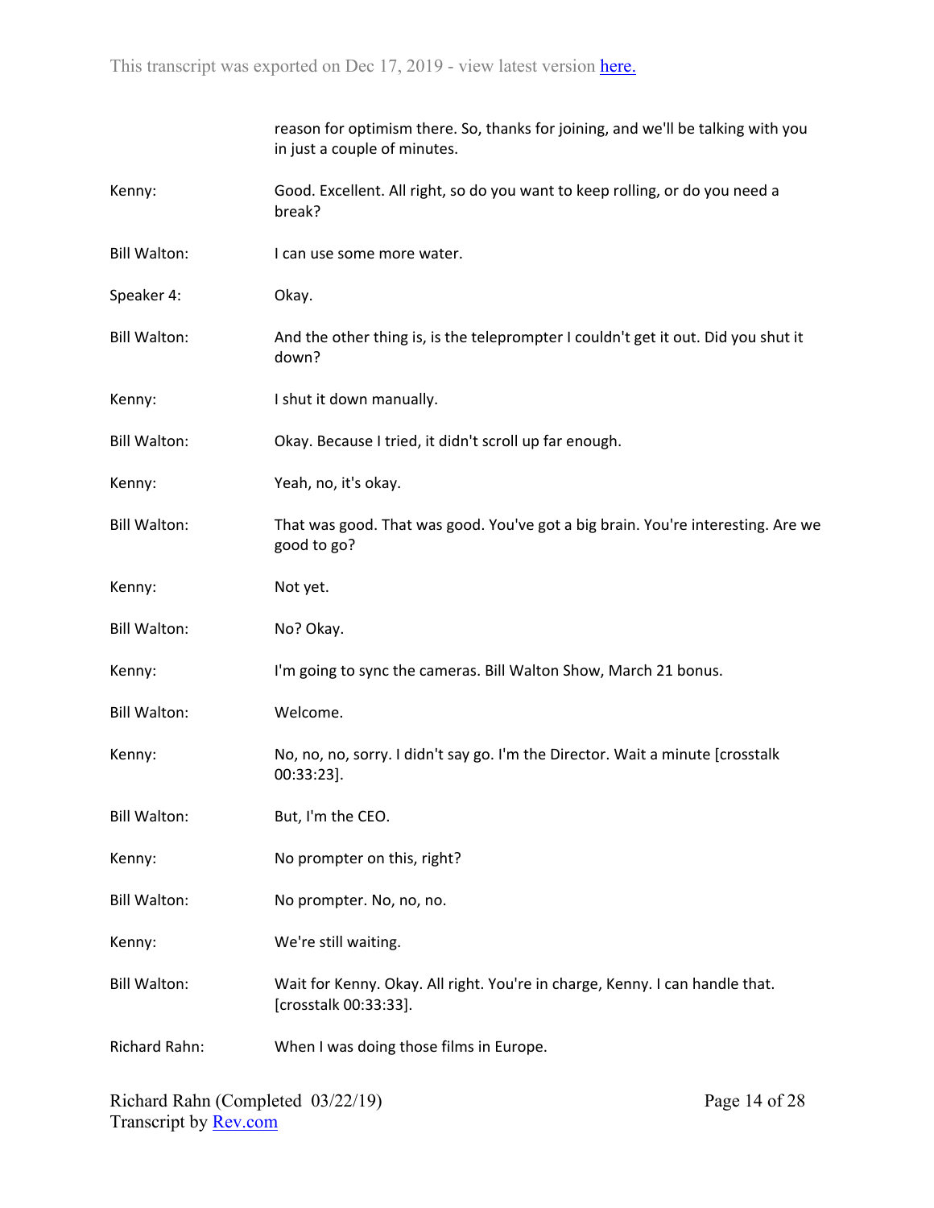reason for optimism there. So, thanks for joining, and we'll be talking with you in just a couple of minutes.

Kenny: Good. Excellent. All right, so do you want to keep rolling, or do you need a break?

Bill Walton: I can use some more water.

Speaker 4: Okay.

Bill Walton: And the other thing is, is the teleprompter I couldn't get it out. Did you shut it down?

Kenny: I shut it down manually.

Bill Walton: Okay. Because I tried, it didn't scroll up far enough.

Kenny: Yeah, no, it's okay.

Bill Walton: That was good. That was good. You've got a big brain. You're interesting. Are we good to go?

Kenny: Not yet.

Bill Walton: No? Okay.

Kenny: I'm going to sync the cameras. Bill Walton Show, March 21 bonus.

Bill Walton: Welcome.

Kenny: No, no, no, sorry. I didn't say go. I'm the Director. Wait a minute [crosstalk 00:33:23].

Bill Walton: But, I'm the CEO.

Kenny: No prompter on this, right?

Bill Walton: No prompter. No, no, no.

Kenny: We're still waiting.

Bill Walton: Wait for Kenny. Okay. All right. You're in charge, Kenny. I can handle that. [crosstalk 00:33:33].

Richard Rahn: When I was doing those films in Europe.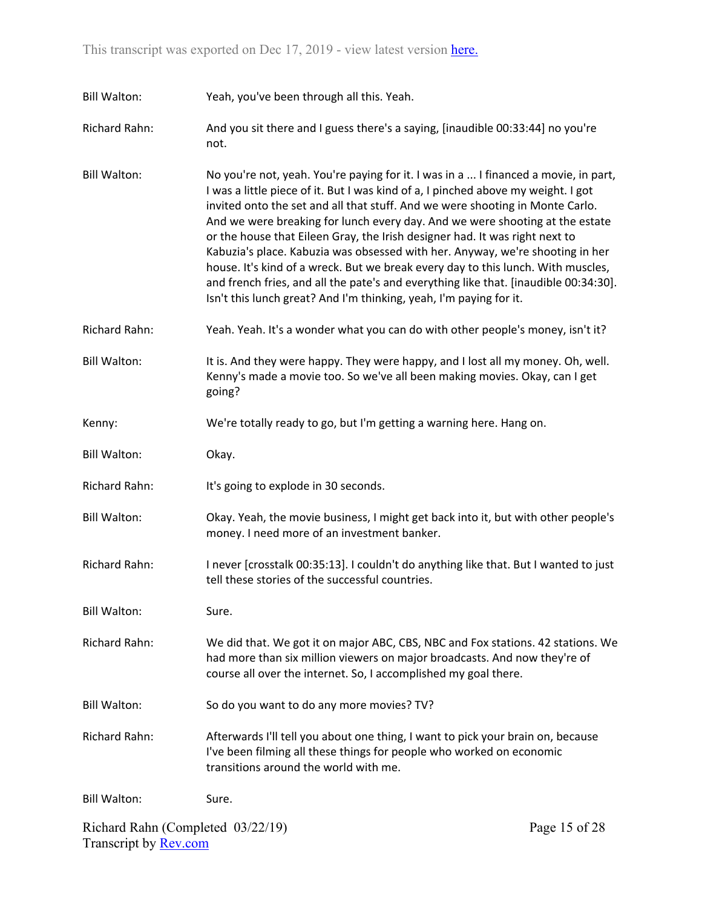Bill Walton: Yeah, you've been through all this. Yeah.

Richard Rahn: And you sit there and I guess there's a saying, [inaudible 00:33:44] no you're not.

Bill Walton: No you're not, yeah. You're paying for it. I was in a ... I financed a movie, in part, I was a little piece of it. But I was kind of a, I pinched above my weight. I got invited onto the set and all that stuff. And we were shooting in Monte Carlo. And we were breaking for lunch every day. And we were shooting at the estate or the house that Eileen Gray, the Irish designer had. It was right next to Kabuzia's place. Kabuzia was obsessed with her. Anyway, we're shooting in her house. It's kind of a wreck. But we break every day to this lunch. With muscles, and french fries, and all the pate's and everything like that. [inaudible 00:34:30]. Isn't this lunch great? And I'm thinking, yeah, I'm paying for it.

Richard Rahn: Yeah. Yeah. It's a wonder what you can do with other people's money, isn't it?

Bill Walton: It is. And they were happy. They were happy, and I lost all my money. Oh, well. Kenny's made a movie too. So we've all been making movies. Okay, can I get going?

Kenny: We're totally ready to go, but I'm getting a warning here. Hang on.

Bill Walton: Okay.

Richard Rahn: It's going to explode in 30 seconds.

Bill Walton: Okay. Yeah, the movie business, I might get back into it, but with other people's money. I need more of an investment banker.

Richard Rahn: I never [crosstalk 00:35:13]. I couldn't do anything like that. But I wanted to just tell these stories of the successful countries.

Bill Walton: Sure.

Richard Rahn: We did that. We got it on major ABC, CBS, NBC and Fox stations. 42 stations. We had more than six million viewers on major broadcasts. And now they're of course all over the internet. So, I accomplished my goal there.

Bill Walton: So do you want to do any more movies? TV?

Richard Rahn: Afterwards I'll tell you about one thing, I want to pick your brain on, because I've been filming all these things for people who worked on economic transitions around the world with me.

Bill Walton: Sure.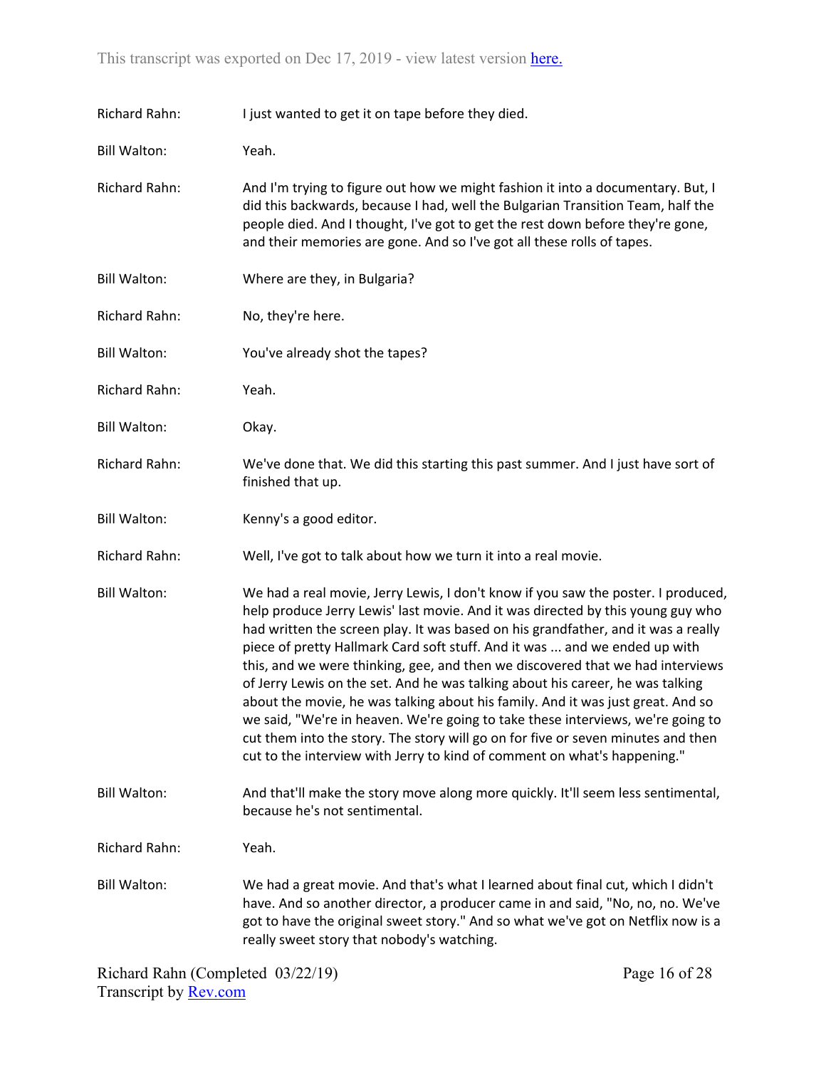Richard Rahn: I just wanted to get it on tape before they died.

Bill Walton: Yeah.

Richard Rahn: And I'm trying to figure out how we might fashion it into a documentary. But, I did this backwards, because I had, well the Bulgarian Transition Team, half the people died. And I thought, I've got to get the rest down before they're gone, and their memories are gone. And so I've got all these rolls of tapes.

Bill Walton: Where are they, in Bulgaria?

Richard Rahn: No, they're here.

Bill Walton: You've already shot the tapes?

Richard Rahn: Yeah.

Bill Walton: Okay.

Richard Rahn: We've done that. We did this starting this past summer. And I just have sort of finished that up.

Bill Walton: Kenny's a good editor.

Richard Rahn: Well, I've got to talk about how we turn it into a real movie.

Bill Walton: We had a real movie, Jerry Lewis, I don't know if you saw the poster. I produced, help produce Jerry Lewis' last movie. And it was directed by this young guy who had written the screen play. It was based on his grandfather, and it was a really piece of pretty Hallmark Card soft stuff. And it was ... and we ended up with this, and we were thinking, gee, and then we discovered that we had interviews of Jerry Lewis on the set. And he was talking about his career, he was talking about the movie, he was talking about his family. And it was just great. And so we said, "We're in heaven. We're going to take these interviews, we're going to cut them into the story. The story will go on for five or seven minutes and then cut to the interview with Jerry to kind of comment on what's happening."

Bill Walton: And that'll make the story move along more quickly. It'll seem less sentimental, because he's not sentimental.

Richard Rahn: Yeah.

Bill Walton: We had a great movie. And that's what I learned about final cut, which I didn't have. And so another director, a producer came in and said, "No, no, no. We've got to have the original sweet story." And so what we've got on Netflix now is a really sweet story that nobody's watching.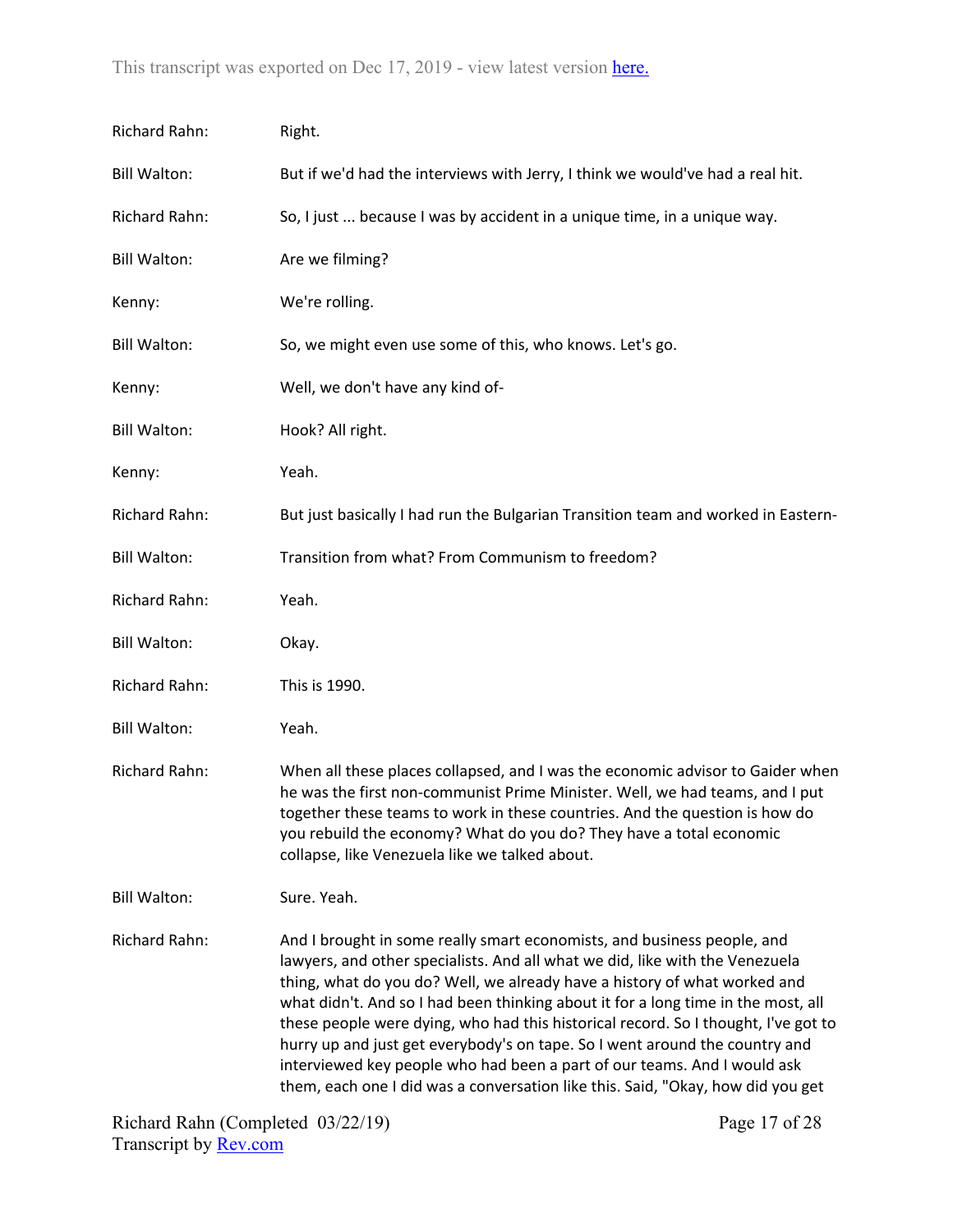Richard Rahn: Right.

Bill Walton: But if we'd had the interviews with Jerry, I think we would've had a real hit.

Richard Rahn: So, I just ... because I was by accident in a unique time, in a unique way.

Bill Walton: Are we filming?

Kenny: We're rolling.

Bill Walton: So, we might even use some of this, who knows. Let's go.

Kenny: Well, we don't have any kind of-

Bill Walton: Hook? All right.

Kenny: Yeah.

Richard Rahn: But just basically I had run the Bulgarian Transition team and worked in Eastern-

Bill Walton: Transition from what? From Communism to freedom?

Richard Rahn: Yeah.

Bill Walton: Okay.

Richard Rahn: This is 1990.

Bill Walton: Yeah.

Richard Rahn: When all these places collapsed, and I was the economic advisor to Gaider when he was the first non-communist Prime Minister. Well, we had teams, and I put together these teams to work in these countries. And the question is how do you rebuild the economy? What do you do? They have a total economic collapse, like Venezuela like we talked about.

Bill Walton: Sure. Yeah.

Richard Rahn: And I brought in some really smart economists, and business people, and lawyers, and other specialists. And all what we did, like with the Venezuela thing, what do you do? Well, we already have a history of what worked and what didn't. And so I had been thinking about it for a long time in the most, all these people were dying, who had this historical record. So I thought, I've got to hurry up and just get everybody's on tape. So I went around the country and interviewed key people who had been a part of our teams. And I would ask them, each one I did was a conversation like this. Said, "Okay, how did you get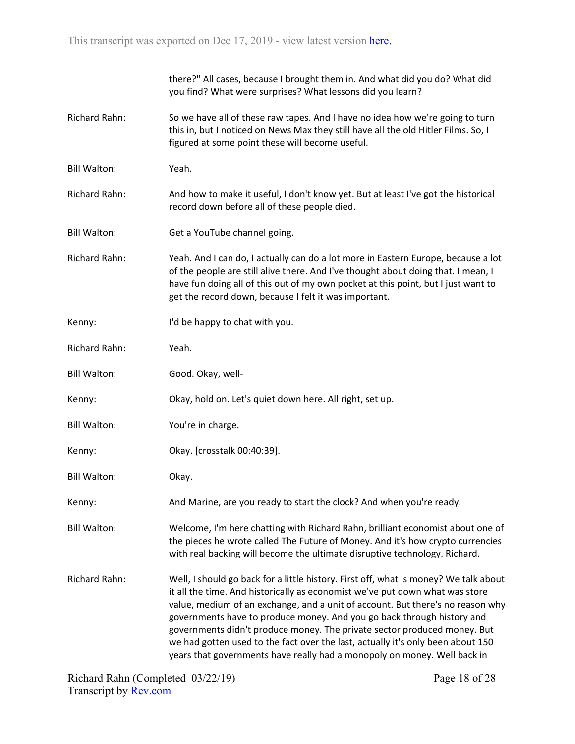there?" All cases, because I brought them in. And what did you do? What did you find? What were surprises? What lessons did you learn?

**Richard Rahn:** So we have all of these raw tapes. And I have no idea how we're going to turn this in, but I noticed on News Max they still have all the old Hitler Films. So, I figured at some point these will become useful.

**Bill Walton:** Yeah.

**Richard Rahn:** And how to make it useful, I don't know yet. But at least I've got the historical record down before all of these people died.

**Bill Walton:** Get a YouTube channel going.

**Richard Rahn:** Yeah. And I can do, I actually can do a lot more in Eastern Europe, because a lot of the people are still alive there. And I've thought about doing that. I mean, I have fun doing all of this out of my own pocket at this point, but I just want to get the record down, because I felt it was important.

**Kenny:** I'd be happy to chat with you.

**Richard Rahn:** Yeah.

**Bill Walton:** Good. Okay, well-

**Kenny:** Okay, hold on. Let's quiet down here. All right, set up.

**Bill Walton:** You're in charge.

**Kenny:** Okay. [crosstalk 00:40:39].

**Bill Walton:** Okay.

**Kenny:** And Marine, are you ready to start the clock? And when you're ready.

**Bill Walton:** Welcome, I'm here chatting with Richard Rahn, brilliant economist about one of the pieces he wrote called The Future of Money. And it's how crypto currencies with real backing will become the ultimate disruptive technology. Richard.

**Richard Rahn:** Well, I should go back for a little history. First off, what is money? We talk about it all the time. And historically as economist we've put down what was store value, medium of an exchange, and a unit of account. But there's no reason why governments have to produce money. And you go back through history and governments didn't produce money. The private sector produced money. But we had gotten used to the fact over the last, actually it's only been about 150 years that governments have really had a monopoly on money. Well back in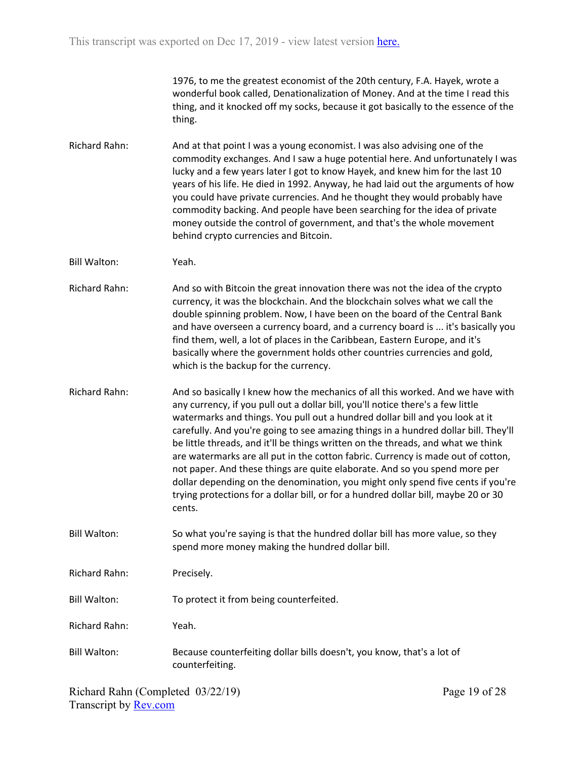1976, to me the greatest economist of the 20th century, F.A. Hayek, wrote a wonderful book called, Denationalization of Money. And at the time I read this thing, and it knocked off my socks, because it got basically to the essence of the thing.

Richard Rahn: And at that point I was a young economist. I was also advising one of the commodity exchanges. And I saw a huge potential here. And unfortunately I was lucky and a few years later I got to know Hayek, and knew him for the last 10 years of his life. He died in 1992. Anyway, he had laid out the arguments of how you could have private currencies. And he thought they would probably have commodity backing. And people have been searching for the idea of private money outside the control of government, and that's the whole movement behind crypto currencies and Bitcoin.

Bill Walton: Yeah.

Richard Rahn: And so with Bitcoin the great innovation there was not the idea of the crypto currency, it was the blockchain. And the blockchain solves what we call the double spinning problem. Now, I have been on the board of the Central Bank and have overseen a currency board, and a currency board is ... it's basically you find them, well, a lot of places in the Caribbean, Eastern Europe, and it's basically where the government holds other countries currencies and gold, which is the backup for the currency.

Richard Rahn: And so basically I knew how the mechanics of all this worked. And we have with any currency, if you pull out a dollar bill, you'll notice there's a few little watermarks and things. You pull out a hundred dollar bill and you look at it carefully. And you're going to see amazing things in a hundred dollar bill. They'll be little threads, and it'll be things written on the threads, and what we think are watermarks are all put in the cotton fabric. Currency is made out of cotton, not paper. And these things are quite elaborate. And so you spend more per dollar depending on the denomination, you might only spend five cents if you're trying protections for a dollar bill, or for a hundred dollar bill, maybe 20 or 30 cents.

Bill Walton: So what you're saying is that the hundred dollar bill has more value, so they spend more money making the hundred dollar bill.

Richard Rahn: Precisely.

Bill Walton: To protect it from being counterfeited.

Richard Rahn: Yeah.

Bill Walton: Because counterfeiting dollar bills doesn't, you know, that's a lot of counterfeiting.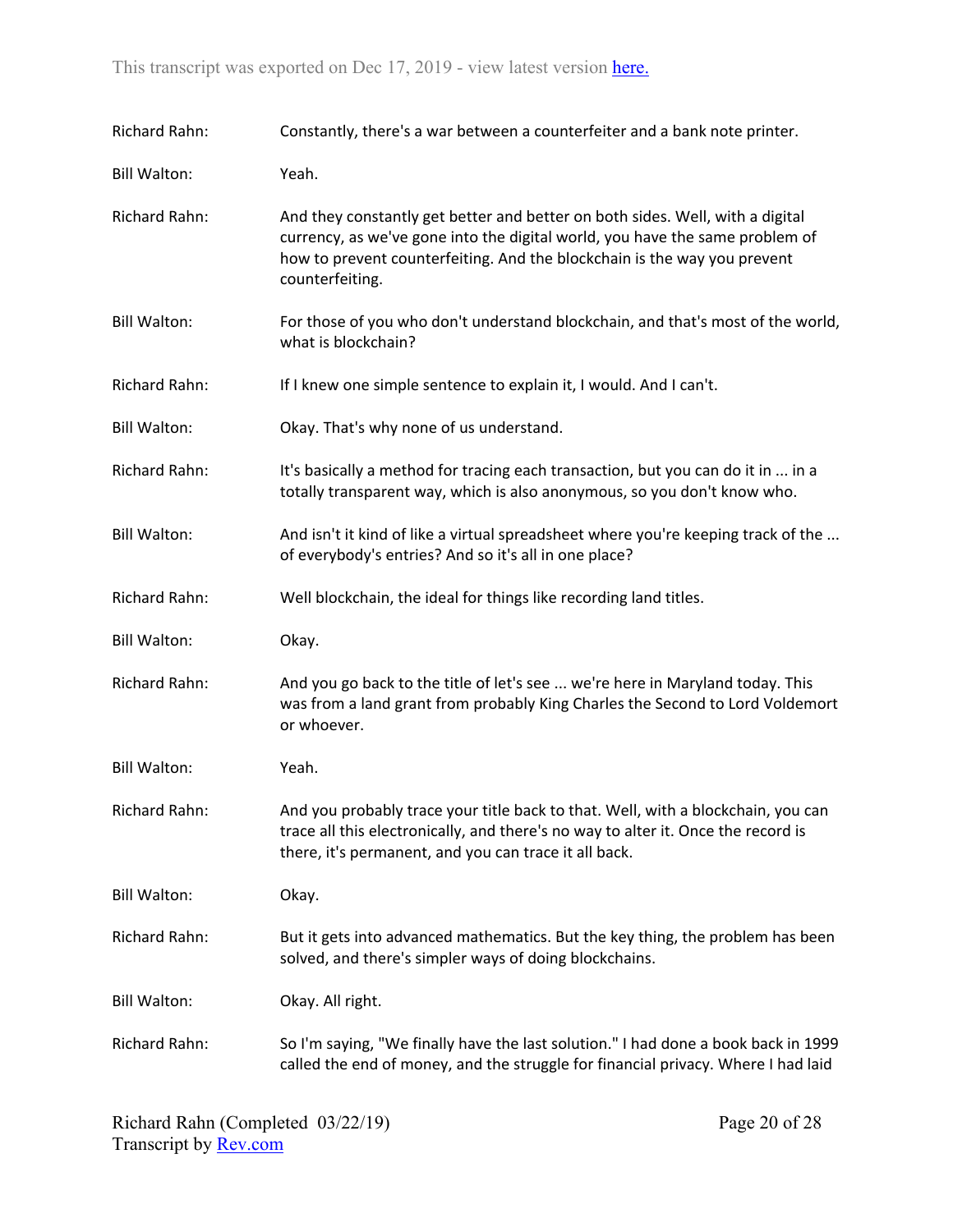Richard Rahn: Constantly, there's a war between a counterfeiter and a bank note printer.

Bill Walton: Yeah.

Richard Rahn: And they constantly get better and better on both sides. Well, with a digital currency, as we've gone into the digital world, you have the same problem of how to prevent counterfeiting. And the blockchain is the way you prevent counterfeiting.

Bill Walton: For those of you who don't understand blockchain, and that's most of the world, what is blockchain?

Richard Rahn: If I knew one simple sentence to explain it, I would. And I can't.

Bill Walton: Okay. That's why none of us understand.

Richard Rahn: It's basically a method for tracing each transaction, but you can do it in ... in a totally transparent way, which is also anonymous, so you don't know who.

Bill Walton: And isn't it kind of like a virtual spreadsheet where you're keeping track of the ... of everybody's entries? And so it's all in one place?

Richard Rahn: Well blockchain, the ideal for things like recording land titles.

Bill Walton: Okay.

Richard Rahn: And you go back to the title of let's see ... we're here in Maryland today. This was from a land grant from probably King Charles the Second to Lord Voldemort or whoever.

Bill Walton: Yeah.

Richard Rahn: And you probably trace your title back to that. Well, with a blockchain, you can trace all this electronically, and there's no way to alter it. Once the record is there, it's permanent, and you can trace it all back.

Bill Walton: Okay.

Richard Rahn: But it gets into advanced mathematics. But the key thing, the problem has been solved, and there's simpler ways of doing blockchains.

Bill Walton: Okay. All right.

Richard Rahn: So I'm saying, "We finally have the last solution." I had done a book back in 1999 called the end of money, and the struggle for financial privacy. Where I had laid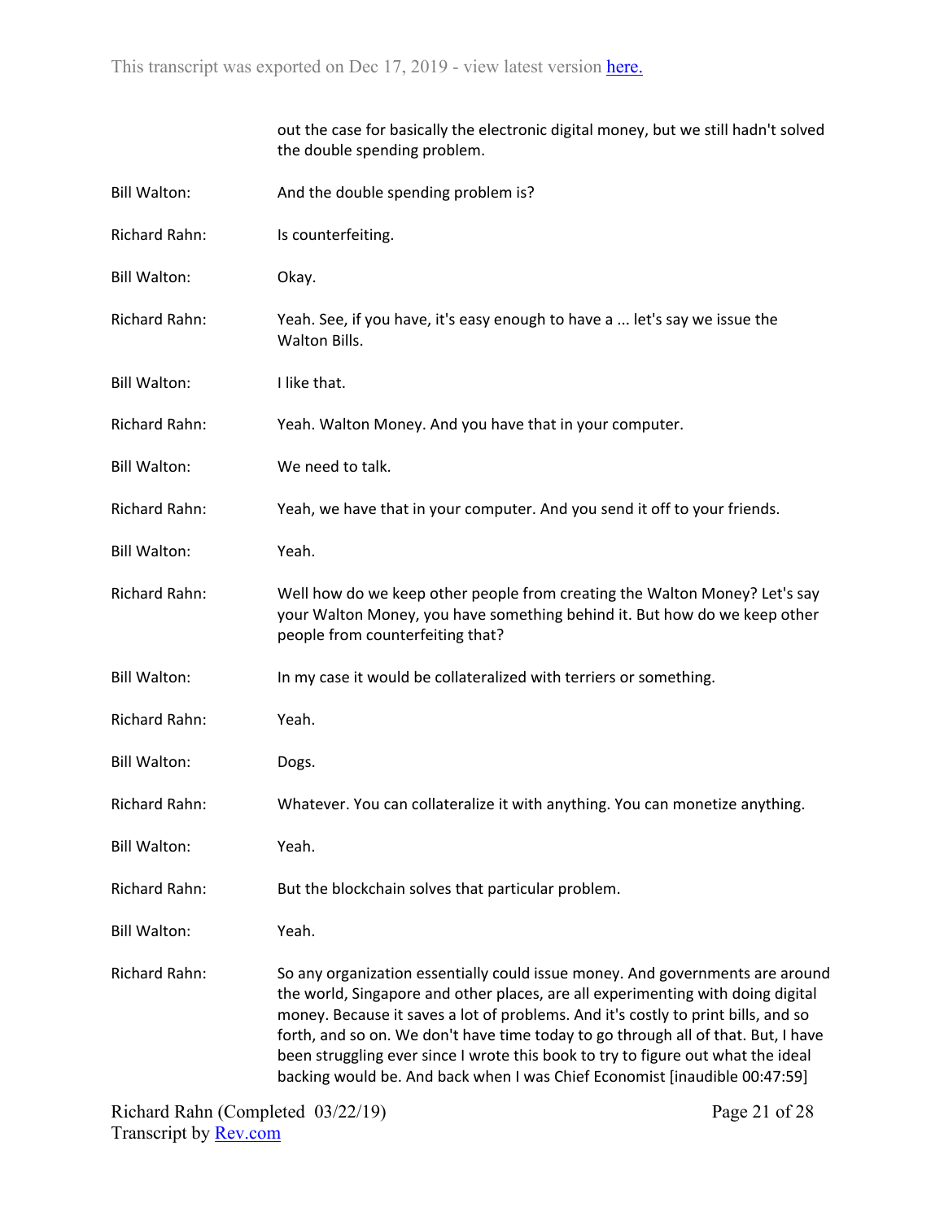out the case for basically the electronic digital money, but we still hadn't solved the double spending problem.

Bill Walton: And the double spending problem is?

Richard Rahn: Is counterfeiting.

Bill Walton: Okay.

Richard Rahn: Yeah. See, if you have, it's easy enough to have a ... let's say we issue the Walton Bills.

Bill Walton: I like that.

Richard Rahn: Yeah. Walton Money. And you have that in your computer.

Bill Walton: We need to talk.

Richard Rahn: Yeah, we have that in your computer. And you send it off to your friends.

Bill Walton: Yeah.

Richard Rahn: Well how do we keep other people from creating the Walton Money? Let's say your Walton Money, you have something behind it. But how do we keep other people from counterfeiting that?

Bill Walton: In my case it would be collateralized with terriers or something.

Richard Rahn: Yeah.

Bill Walton: Dogs.

Richard Rahn: Whatever. You can collateralize it with anything. You can monetize anything.

Bill Walton: Yeah.

Richard Rahn: But the blockchain solves that particular problem.

Bill Walton: Yeah.

Richard Rahn: So any organization essentially could issue money. And governments are around the world, Singapore and other places, are all experimenting with doing digital money. Because it saves a lot of problems. And it's costly to print bills, and so forth, and so on. We don't have time today to go through all of that. But, I have been struggling ever since I wrote this book to try to figure out what the ideal backing would be. And back when I was Chief Economist [inaudible 00:47:59]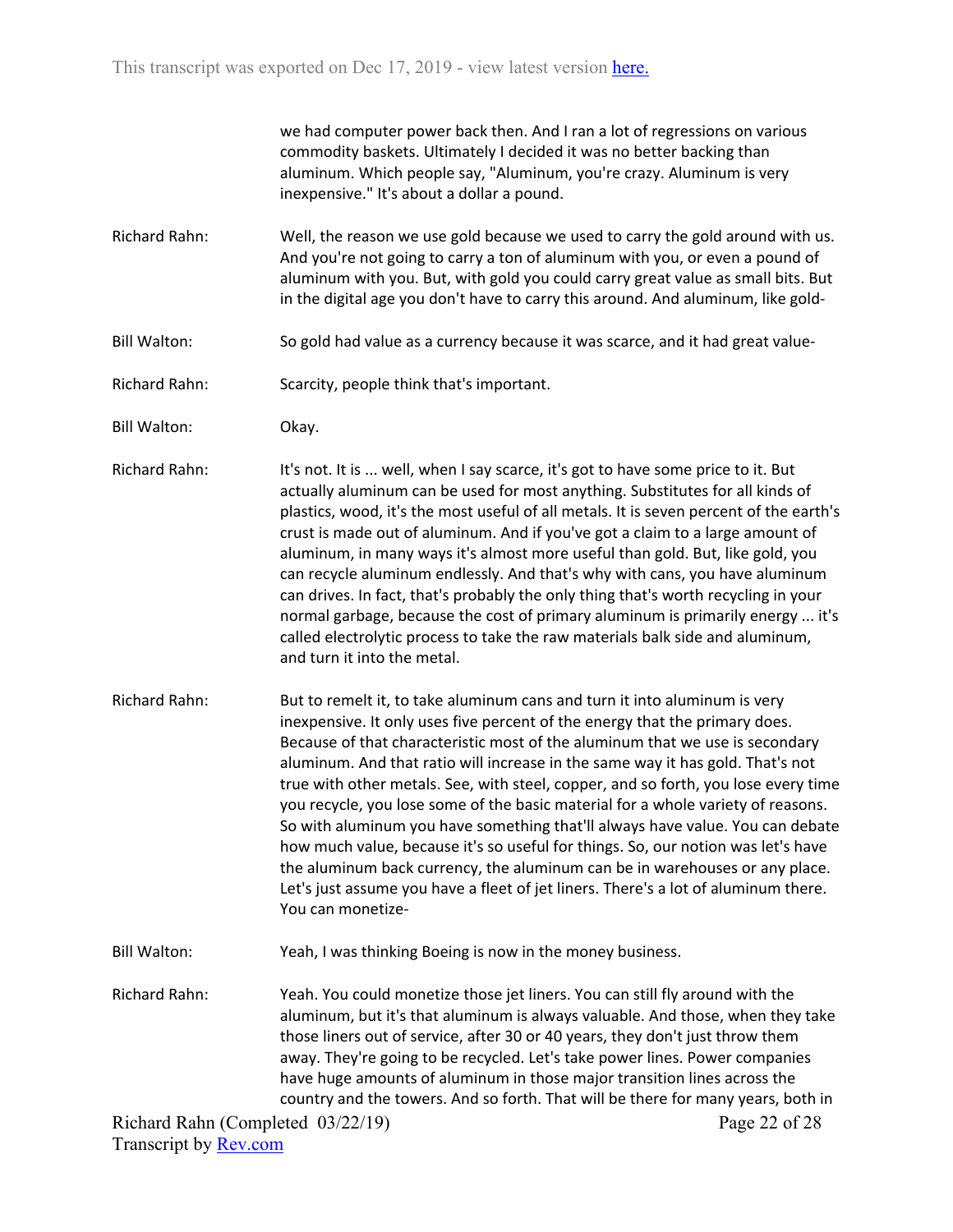we had computer power back then. And I ran a lot of regressions on various commodity baskets. Ultimately I decided it was no better backing than aluminum. Which people say, "Aluminum, you're crazy. Aluminum is very inexpensive." It's about a dollar a pound.

Richard Rahn: Well, the reason we use gold because we used to carry the gold around with us. And you're not going to carry a ton of aluminum with you, or even a pound of aluminum with you. But, with gold you could carry great value as small bits. But in the digital age you don't have to carry this around. And aluminum, like gold-

Bill Walton: So gold had value as a currency because it was scarce, and it had great value-

Richard Rahn: Scarcity, people think that's important.

Bill Walton: Okay.

Richard Rahn: It's not. It is ... well, when I say scarce, it's got to have some price to it. But actually aluminum can be used for most anything. Substitutes for all kinds of plastics, wood, it's the most useful of all metals. It is seven percent of the earth's crust is made out of aluminum. And if you've got a claim to a large amount of aluminum, in many ways it's almost more useful than gold. But, like gold, you can recycle aluminum endlessly. And that's why with cans, you have aluminum can drives. In fact, that's probably the only thing that's worth recycling in your normal garbage, because the cost of primary aluminum is primarily energy ... it's called electrolytic process to take the raw materials balk side and aluminum, and turn it into the metal.

Richard Rahn: But to remelt it, to take aluminum cans and turn it into aluminum is very inexpensive. It only uses five percent of the energy that the primary does. Because of that characteristic most of the aluminum that we use is secondary aluminum. And that ratio will increase in the same way it has gold. That's not true with other metals. See, with steel, copper, and so forth, you lose every time you recycle, you lose some of the basic material for a whole variety of reasons. So with aluminum you have something that'll always have value. You can debate how much value, because it's so useful for things. So, our notion was let's have the aluminum back currency, the aluminum can be in warehouses or any place. Let's just assume you have a fleet of jet liners. There's a lot of aluminum there. You can monetize-

Bill Walton: Yeah, I was thinking Boeing is now in the money business.

Richard Rahn: Yeah. You could monetize those jet liners. You can still fly around with the aluminum, but it's that aluminum is always valuable. And those, when they take those liners out of service, after 30 or 40 years, they don't just throw them away. They're going to be recycled. Let's take power lines. Power companies have huge amounts of aluminum in those major transition lines across the country and the towers. And so forth. That will be there for many years, both in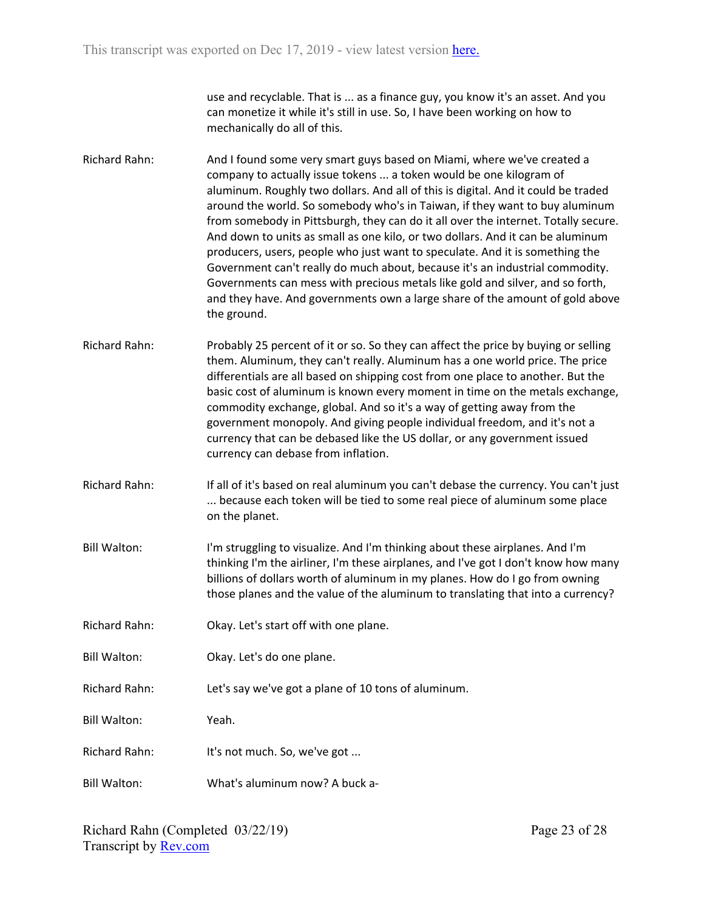use and recyclable. That is ... as a finance guy, you know it's an asset. And you can monetize it while it's still in use. So, I have been working on how to mechanically do all of this.

Richard Rahn: And I found some very smart guys based on Miami, where we've created a company to actually issue tokens ... a token would be one kilogram of aluminum. Roughly two dollars. And all of this is digital. And it could be traded around the world. So somebody who's in Taiwan, if they want to buy aluminum from somebody in Pittsburgh, they can do it all over the internet. Totally secure. And down to units as small as one kilo, or two dollars. And it can be aluminum producers, users, people who just want to speculate. And it is something the Government can't really do much about, because it's an industrial commodity. Governments can mess with precious metals like gold and silver, and so forth, and they have. And governments own a large share of the amount of gold above the ground.

Richard Rahn: Probably 25 percent of it or so. So they can affect the price by buying or selling them. Aluminum, they can't really. Aluminum has a one world price. The price differentials are all based on shipping cost from one place to another. But the basic cost of aluminum is known every moment in time on the metals exchange, commodity exchange, global. And so it's a way of getting away from the government monopoly. And giving people individual freedom, and it's not a currency that can be debased like the US dollar, or any government issued currency can debase from inflation.

Richard Rahn: If all of it's based on real aluminum you can't debase the currency. You can't just ... because each token will be tied to some real piece of aluminum some place on the planet.

Bill Walton: I'm struggling to visualize. And I'm thinking about these airplanes. And I'm thinking I'm the airliner, I'm these airplanes, and I've got I don't know how many billions of dollars worth of aluminum in my planes. How do I go from owning those planes and the value of the aluminum to translating that into a currency?

Richard Rahn: Okay. Let's start off with one plane.

Bill Walton: Okay. Let's do one plane.

Richard Rahn: Let's say we've got a plane of 10 tons of aluminum.

Bill Walton: Yeah.

Richard Rahn: It's not much. So, we've got ...

Bill Walton: What's aluminum now? A buck a-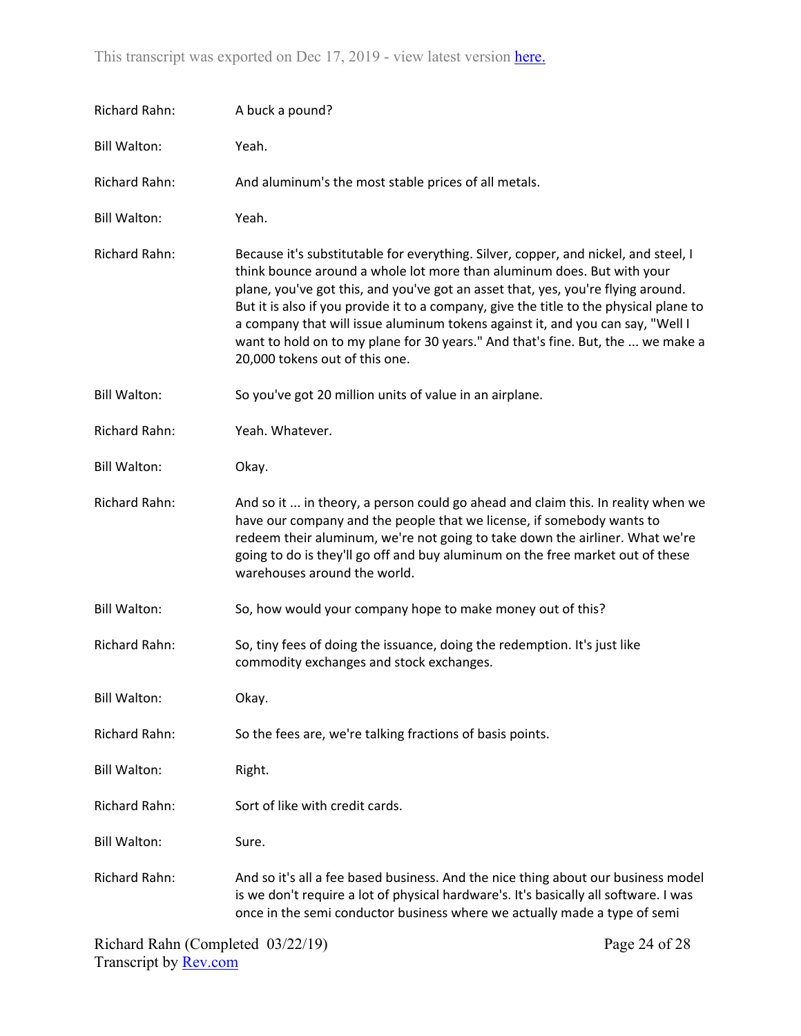Richard Rahn: A buck a pound?

Bill Walton: Yeah.

Richard Rahn: And aluminum's the most stable prices of all metals.

Bill Walton: Yeah.

Richard Rahn: Because it's substitutable for everything. Silver, copper, and nickel, and steel, I think bounce around a whole lot more than aluminum does. But with your plane, you've got this, and you've got an asset that, yes, you're flying around. But it is also if you provide it to a company, give the title to the physical plane to a company that will issue aluminum tokens against it, and you can say, "Well I want to hold on to my plane for 30 years." And that's fine. But, the ... we make a 20,000 tokens out of this one.

Bill Walton: So you've got 20 million units of value in an airplane.

Richard Rahn: Yeah. Whatever.

Bill Walton: Okay.

Richard Rahn: And so it ... in theory, a person could go ahead and claim this. In reality when we have our company and the people that we license, if somebody wants to redeem their aluminum, we're not going to take down the airliner. What we're going to do is they'll go off and buy aluminum on the free market out of these warehouses around the world.

Bill Walton: So, how would your company hope to make money out of this?

Richard Rahn: So, tiny fees of doing the issuance, doing the redemption. It's just like commodity exchanges and stock exchanges.

Bill Walton: Okay.

Richard Rahn: So the fees are, we're talking fractions of basis points.

Bill Walton: Right.

Richard Rahn: Sort of like with credit cards.

Bill Walton: Sure.

Richard Rahn: And so it's all a fee based business. And the nice thing about our business model is we don't require a lot of physical hardware's. It's basically all software. I was once in the semi conductor business where we actually made a type of semi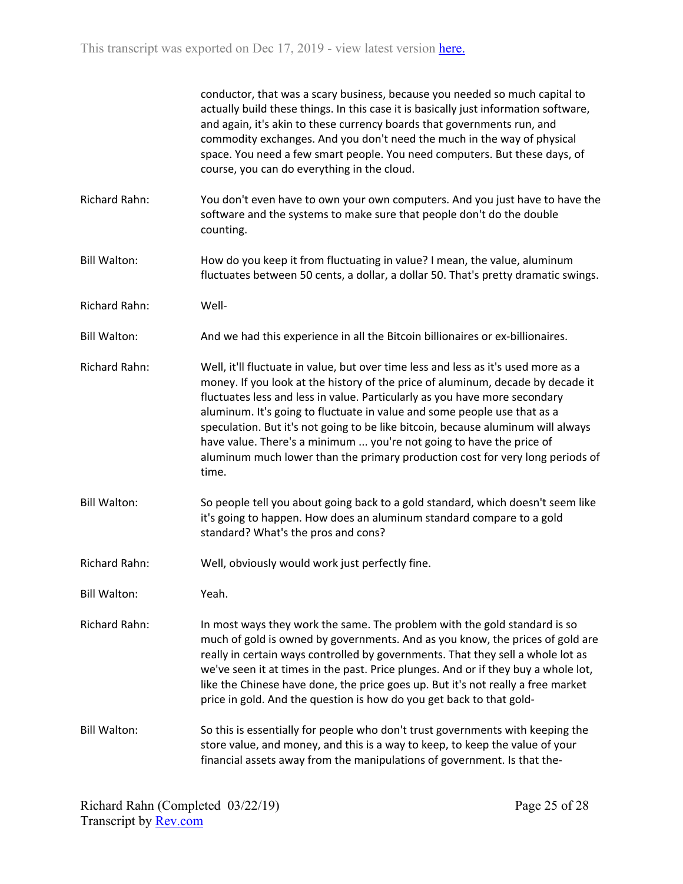conductor, that was a scary business, because you needed so much capital to actually build these things. In this case it is basically just information software, and again, it's akin to these currency boards that governments run, and commodity exchanges. And you don't need the much in the way of physical space. You need a few smart people. You need computers. But these days, of course, you can do everything in the cloud.

**Richard Rahn:** You don't even have to own your own computers. And you just have to have the software and the systems to make sure that people don't do the double counting.

**Bill Walton:** How do you keep it from fluctuating in value? I mean, the value, aluminum fluctuates between 50 cents, a dollar, a dollar 50. That's pretty dramatic swings.

**Richard Rahn:** Well-

**Bill Walton:** And we had this experience in all the Bitcoin billionaires or ex-billionaires.

**Richard Rahn:** Well, it'll fluctuate in value, but over time less and less as it's used more as a money. If you look at the history of the price of aluminum, decade by decade it fluctuates less and less in value. Particularly as you have more secondary aluminum. It's going to fluctuate in value and some people use that as a speculation. But it's not going to be like bitcoin, because aluminum will always have value. There's a minimum ... you're not going to have the price of aluminum much lower than the primary production cost for very long periods of time.

**Bill Walton:** So people tell you about going back to a gold standard, which doesn't seem like it's going to happen. How does an aluminum standard compare to a gold standard? What's the pros and cons?

**Richard Rahn:** Well, obviously would work just perfectly fine.

**Bill Walton:** Yeah.

**Richard Rahn:** In most ways they work the same. The problem with the gold standard is so much of gold is owned by governments. And as you know, the prices of gold are really in certain ways controlled by governments. That they sell a whole lot as we've seen it at times in the past. Price plunges. And or if they buy a whole lot, like the Chinese have done, the price goes up. But it's not really a free market price in gold. And the question is how do you get back to that gold-

**Bill Walton:** So this is essentially for people who don't trust governments with keeping the store value, and money, and this is a way to, to keep the value of your financial assets away from the manipulations of government. Is that the-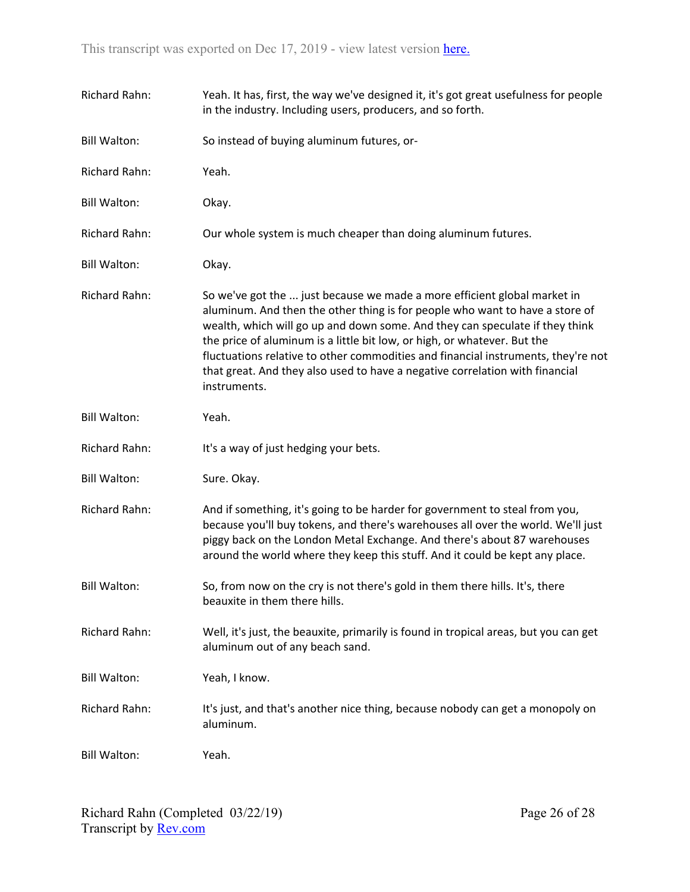Richard Rahn: Yeah. It has, first, the way we've designed it, it's got great usefulness for people in the industry. Including users, producers, and so forth.

Bill Walton: So instead of buying aluminum futures, or-

Richard Rahn: Yeah.

Bill Walton: Okay.

Richard Rahn: Our whole system is much cheaper than doing aluminum futures.

Bill Walton: Okay.

Richard Rahn: So we've got the ... just because we made a more efficient global market in aluminum. And then the other thing is for people who want to have a store of wealth, which will go up and down some. And they can speculate if they think the price of aluminum is a little bit low, or high, or whatever. But the fluctuations relative to other commodities and financial instruments, they're not that great. And they also used to have a negative correlation with financial instruments.

Bill Walton: Yeah.

Richard Rahn: It's a way of just hedging your bets.

Bill Walton: Sure. Okay.

Richard Rahn: And if something, it's going to be harder for government to steal from you, because you'll buy tokens, and there's warehouses all over the world. We'll just piggy back on the London Metal Exchange. And there's about 87 warehouses around the world where they keep this stuff. And it could be kept any place.

Bill Walton: So, from now on the cry is not there's gold in them there hills. It's, there beauxite in them there hills.

Richard Rahn: Well, it's just, the beauxite, primarily is found in tropical areas, but you can get aluminum out of any beach sand.

Bill Walton: Yeah, I know.

Richard Rahn: It's just, and that's another nice thing, because nobody can get a monopoly on aluminum.

Bill Walton: Yeah.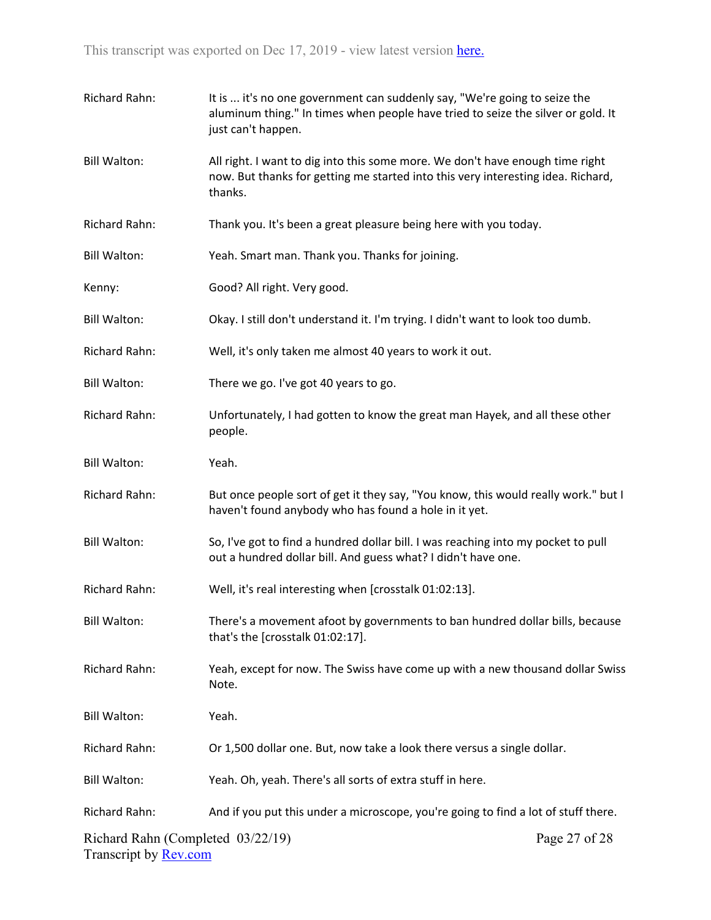Richard Rahn: It is ... it's no one government can suddenly say, "We're going to seize the aluminum thing." In times when people have tried to seize the silver or gold. It just can't happen.

Bill Walton: All right. I want to dig into this some more. We don't have enough time right now. But thanks for getting me started into this very interesting idea. Richard, thanks.

Richard Rahn: Thank you. It's been a great pleasure being here with you today.

Bill Walton: Yeah. Smart man. Thank you. Thanks for joining.

Kenny: Good? All right. Very good.

Bill Walton: Okay. I still don't understand it. I'm trying. I didn't want to look too dumb.

Richard Rahn: Well, it's only taken me almost 40 years to work it out.

Bill Walton: There we go. I've got 40 years to go.

Richard Rahn: Unfortunately, I had gotten to know the great man Hayek, and all these other people.

Bill Walton: Yeah.

Richard Rahn: But once people sort of get it they say, "You know, this would really work." but I haven't found anybody who has found a hole in it yet.

Bill Walton: So, I've got to find a hundred dollar bill. I was reaching into my pocket to pull out a hundred dollar bill. And guess what? I didn't have one.

Richard Rahn: Well, it's real interesting when [crosstalk 01:02:13].

Bill Walton: There's a movement afoot by governments to ban hundred dollar bills, because that's the [crosstalk 01:02:17].

Richard Rahn: Yeah, except for now. The Swiss have come up with a new thousand dollar Swiss Note.

Bill Walton: Yeah.

Richard Rahn: Or 1,500 dollar one. But, now take a look there versus a single dollar.

Bill Walton: Yeah. Oh, yeah. There's all sorts of extra stuff in here.

Richard Rahn: And if you put this under a microscope, you're going to find a lot of stuff there.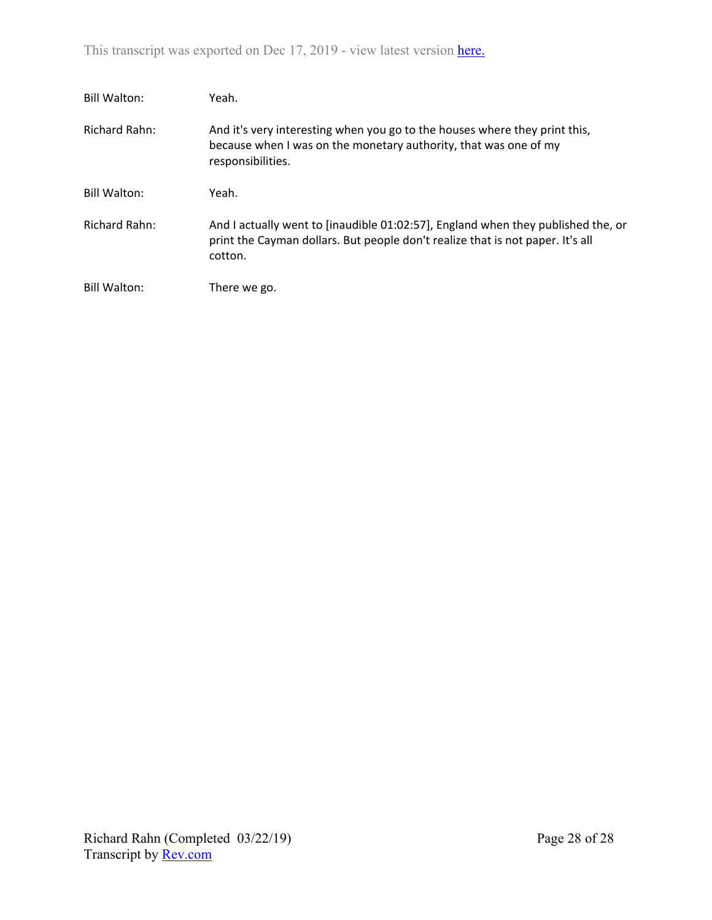Bill Walton: Yeah.

Richard Rahn: And it's very interesting when you go to the houses where they print this, because when I was on the monetary authority, that was one of my responsibilities.

Bill Walton: Yeah.

Richard Rahn: And I actually went to [inaudible 01:02:57], England when they published the, or print the Cayman dollars. But people don't realize that is not paper. It's all cotton.

Bill Walton: There we go.